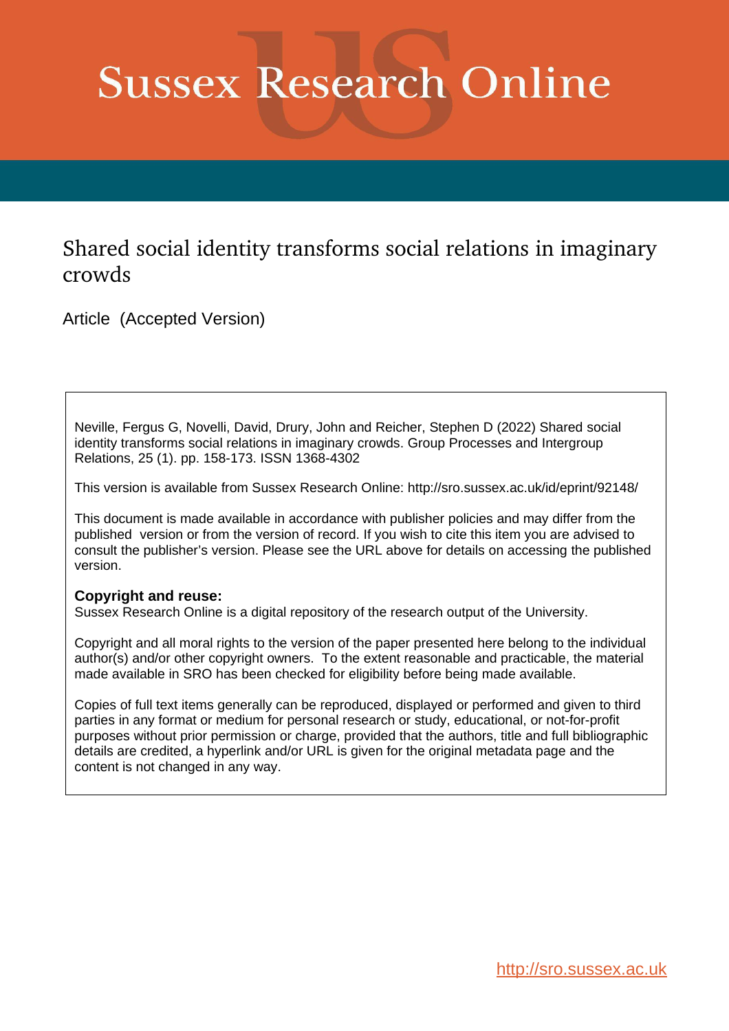# Sussex Research Online

## Shared social identity transforms social relations in imaginary crowds

Article (Accepted Version)

Neville, Fergus G, Novelli, David, Drury, John and Reicher, Stephen D (2022) Shared social identity transforms social relations in imaginary crowds. Group Processes and Intergroup Relations, 25 (1). pp. 158-173. ISSN 1368-4302

This version is available from Sussex Research Online: http://sro.sussex.ac.uk/id/eprint/92148/

This document is made available in accordance with publisher policies and may differ from the published version or from the version of record. If you wish to cite this item you are advised to consult the publisher's version. Please see the URL above for details on accessing the published version.

**Copyright and reuse:**
Sussex Research Online is a digital repository of the research output of the University.

Copyright and all moral rights to the version of the paper presented here belong to the individual author(s) and/or other copyright owners. To the extent reasonable and practicable, the material made available in SRO has been checked for eligibility before being made available.

Copies of full text items generally can be reproduced, displayed or performed and given to third parties in any format or medium for personal research or study, educational, or not-for-profit purposes without prior permission or charge, provided that the authors, title and full bibliographic details are credited, a hyperlink and/or URL is given for the original metadata page and the content is not changed in any way.

http://sro.sussex.ac.uk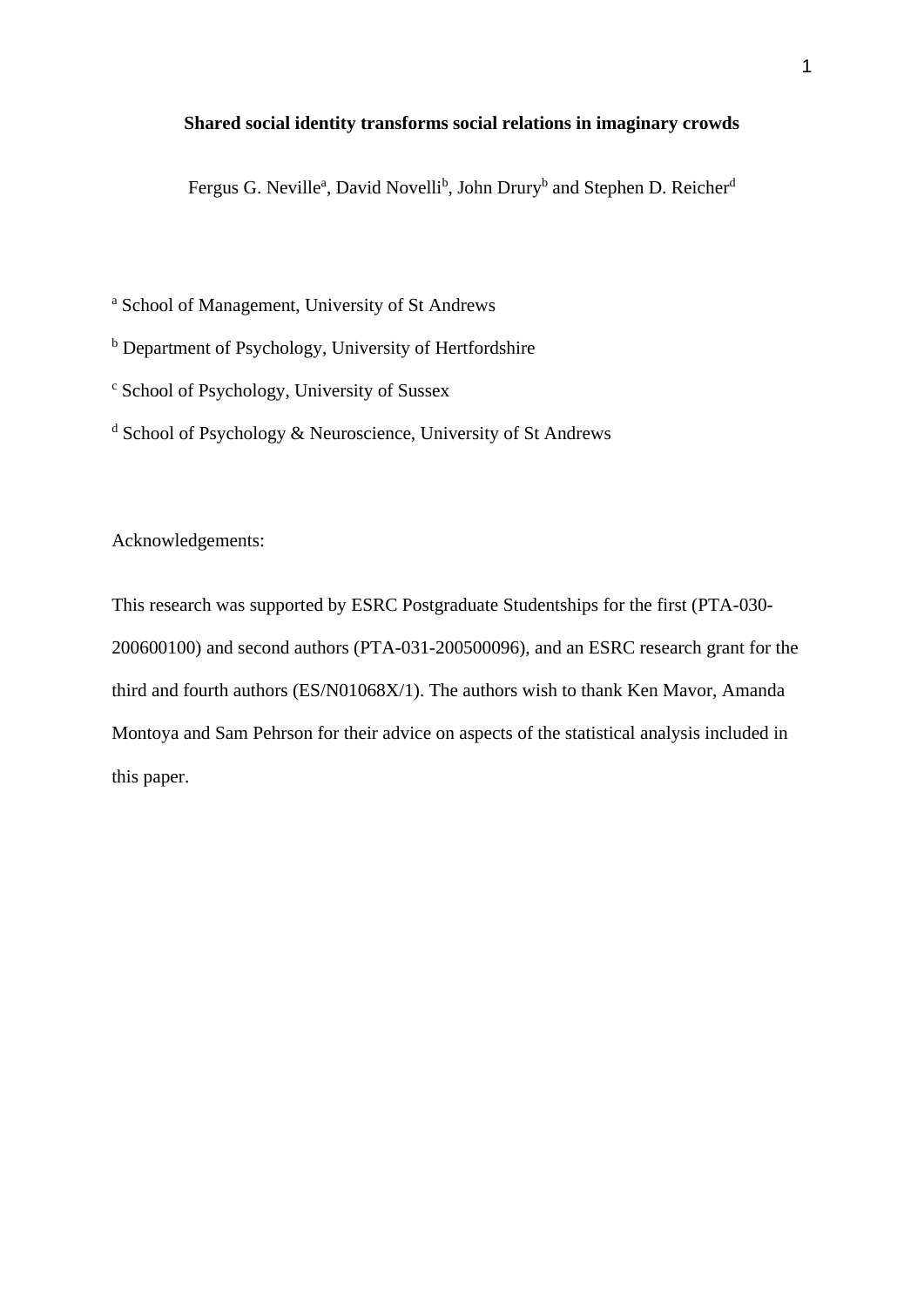**Shared social identity transforms social relations in imaginary crowds**

Fergus G. Neville[a], David Novelli[b], John Drury[b] and Stephen D. Reicher[d]

[a] School of Management, University of St Andrews

[b] Department of Psychology, University of Hertfordshire

[c] School of Psychology, University of Sussex

[d] School of Psychology & Neuroscience, University of St Andrews

Acknowledgements:

This research was supported by ESRC Postgraduate Studentships for the first (PTA-030-200600100) and second authors (PTA-031-200500096), and an ESRC research grant for the third and fourth authors (ES/N01068X/1). The authors wish to thank Ken Mavor, Amanda Montoya and Sam Pehrson for their advice on aspects of the statistical analysis included in this paper.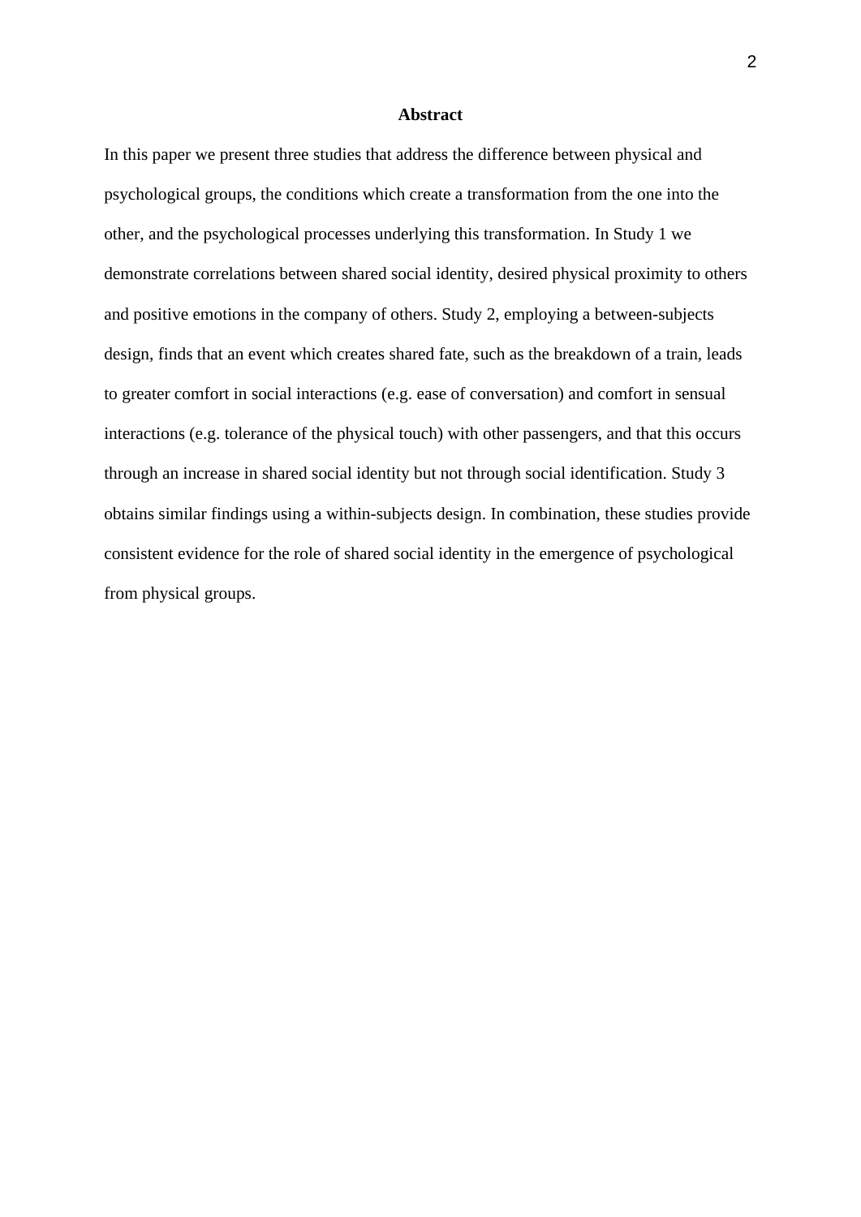# Abstract

In this paper we present three studies that address the difference between physical and psychological groups, the conditions which create a transformation from the one into the other, and the psychological processes underlying this transformation. In Study 1 we demonstrate correlations between shared social identity, desired physical proximity to others and positive emotions in the company of others. Study 2, employing a between-subjects design, finds that an event which creates shared fate, such as the breakdown of a train, leads to greater comfort in social interactions (e.g. ease of conversation) and comfort in sensual interactions (e.g. tolerance of the physical touch) with other passengers, and that this occurs through an increase in shared social identity but not through social identification. Study 3 obtains similar findings using a within-subjects design. In combination, these studies provide consistent evidence for the role of shared social identity in the emergence of psychological from physical groups.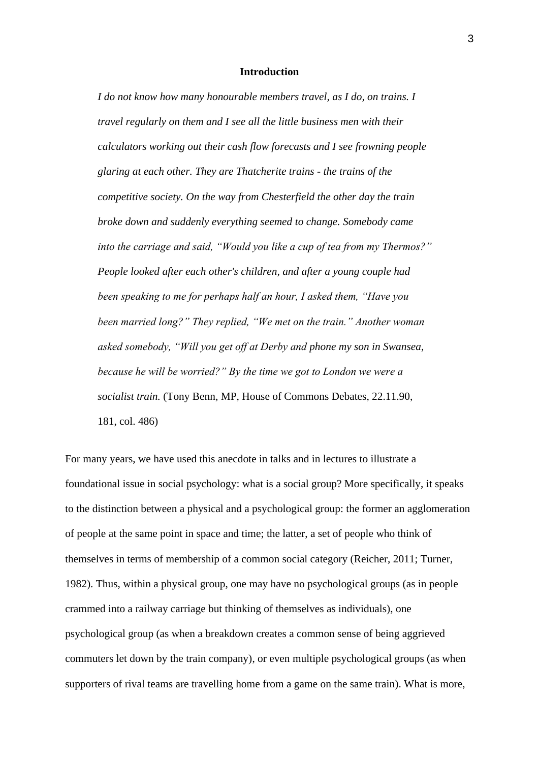## Introduction

> *I do not know how many honourable members travel, as I do, on trains. I travel regularly on them and I see all the little business men with their calculators working out their cash flow forecasts and I see frowning people glaring at each other. They are Thatcherite trains - the trains of the competitive society. On the way from Chesterfield the other day the train broke down and suddenly everything seemed to change. Somebody came into the carriage and said, "Would you like a cup of tea from my Thermos?" People looked after each other's children, and after a young couple had been speaking to me for perhaps half an hour, I asked them, "Have you been married long?" They replied, "We met on the train." Another woman asked somebody, "Will you get off at Derby and phone my son in Swansea, because he will be worried?" By the time we got to London we were a socialist train.* (Tony Benn, MP, House of Commons Debates, 22.11.90, 181, col. 486)

For many years, we have used this anecdote in talks and in lectures to illustrate a foundational issue in social psychology: what is a social group? More specifically, it speaks to the distinction between a physical and a psychological group: the former an agglomeration of people at the same point in space and time; the latter, a set of people who think of themselves in terms of membership of a common social category (Reicher, 2011; Turner, 1982). Thus, within a physical group, one may have no psychological groups (as in people crammed into a railway carriage but thinking of themselves as individuals), one psychological group (as when a breakdown creates a common sense of being aggrieved commuters let down by the train company), or even multiple psychological groups (as when supporters of rival teams are travelling home from a game on the same train). What is more,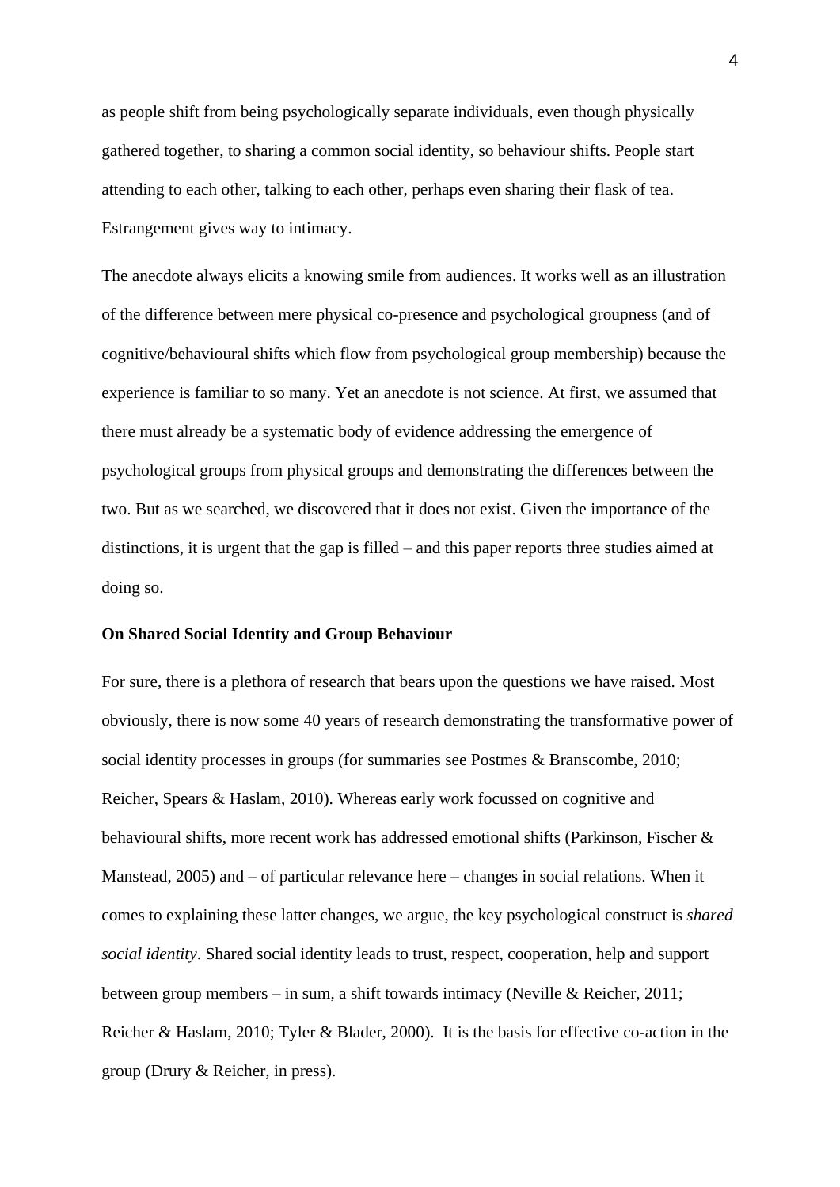as people shift from being psychologically separate individuals, even though physically gathered together, to sharing a common social identity, so behaviour shifts. People start attending to each other, talking to each other, perhaps even sharing their flask of tea. Estrangement gives way to intimacy.

The anecdote always elicits a knowing smile from audiences. It works well as an illustration of the difference between mere physical co-presence and psychological groupness (and of cognitive/behavioural shifts which flow from psychological group membership) because the experience is familiar to so many. Yet an anecdote is not science. At first, we assumed that there must already be a systematic body of evidence addressing the emergence of psychological groups from physical groups and demonstrating the differences between the two. But as we searched, we discovered that it does not exist. Given the importance of the distinctions, it is urgent that the gap is filled – and this paper reports three studies aimed at doing so.

**On Shared Social Identity and Group Behaviour**

For sure, there is a plethora of research that bears upon the questions we have raised. Most obviously, there is now some 40 years of research demonstrating the transformative power of social identity processes in groups (for summaries see Postmes & Branscombe, 2010; Reicher, Spears & Haslam, 2010). Whereas early work focussed on cognitive and behavioural shifts, more recent work has addressed emotional shifts (Parkinson, Fischer & Manstead, 2005) and – of particular relevance here – changes in social relations. When it comes to explaining these latter changes, we argue, the key psychological construct is *shared social identity*. Shared social identity leads to trust, respect, cooperation, help and support between group members – in sum, a shift towards intimacy (Neville & Reicher, 2011; Reicher & Haslam, 2010; Tyler & Blader, 2000). It is the basis for effective co-action in the group (Drury & Reicher, in press).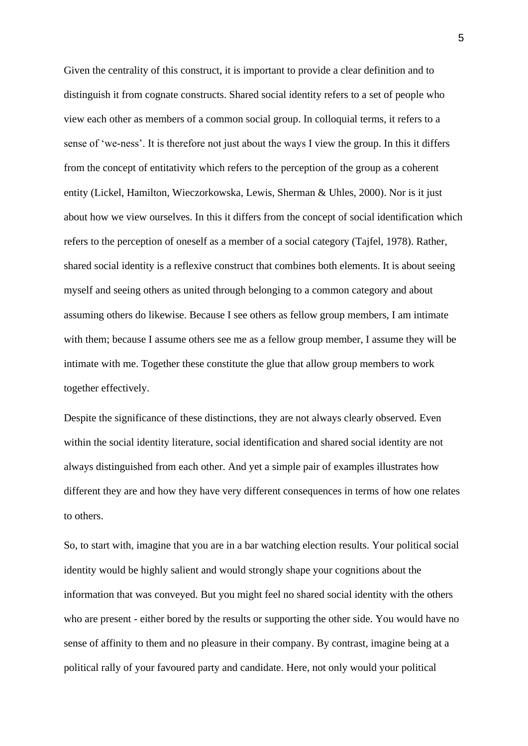Given the centrality of this construct, it is important to provide a clear definition and to distinguish it from cognate constructs. Shared social identity refers to a set of people who view each other as members of a common social group. In colloquial terms, it refers to a sense of 'we-ness'. It is therefore not just about the ways I view the group. In this it differs from the concept of entitativity which refers to the perception of the group as a coherent entity (Lickel, Hamilton, Wieczorkowska, Lewis, Sherman & Uhles, 2000). Nor is it just about how we view ourselves. In this it differs from the concept of social identification which refers to the perception of oneself as a member of a social category (Tajfel, 1978). Rather, shared social identity is a reflexive construct that combines both elements. It is about seeing myself and seeing others as united through belonging to a common category and about assuming others do likewise. Because I see others as fellow group members, I am intimate with them; because I assume others see me as a fellow group member, I assume they will be intimate with me. Together these constitute the glue that allow group members to work together effectively.

Despite the significance of these distinctions, they are not always clearly observed. Even within the social identity literature, social identification and shared social identity are not always distinguished from each other. And yet a simple pair of examples illustrates how different they are and how they have very different consequences in terms of how one relates to others.

So, to start with, imagine that you are in a bar watching election results. Your political social identity would be highly salient and would strongly shape your cognitions about the information that was conveyed. But you might feel no shared social identity with the others who are present - either bored by the results or supporting the other side. You would have no sense of affinity to them and no pleasure in their company. By contrast, imagine being at a political rally of your favoured party and candidate. Here, not only would your political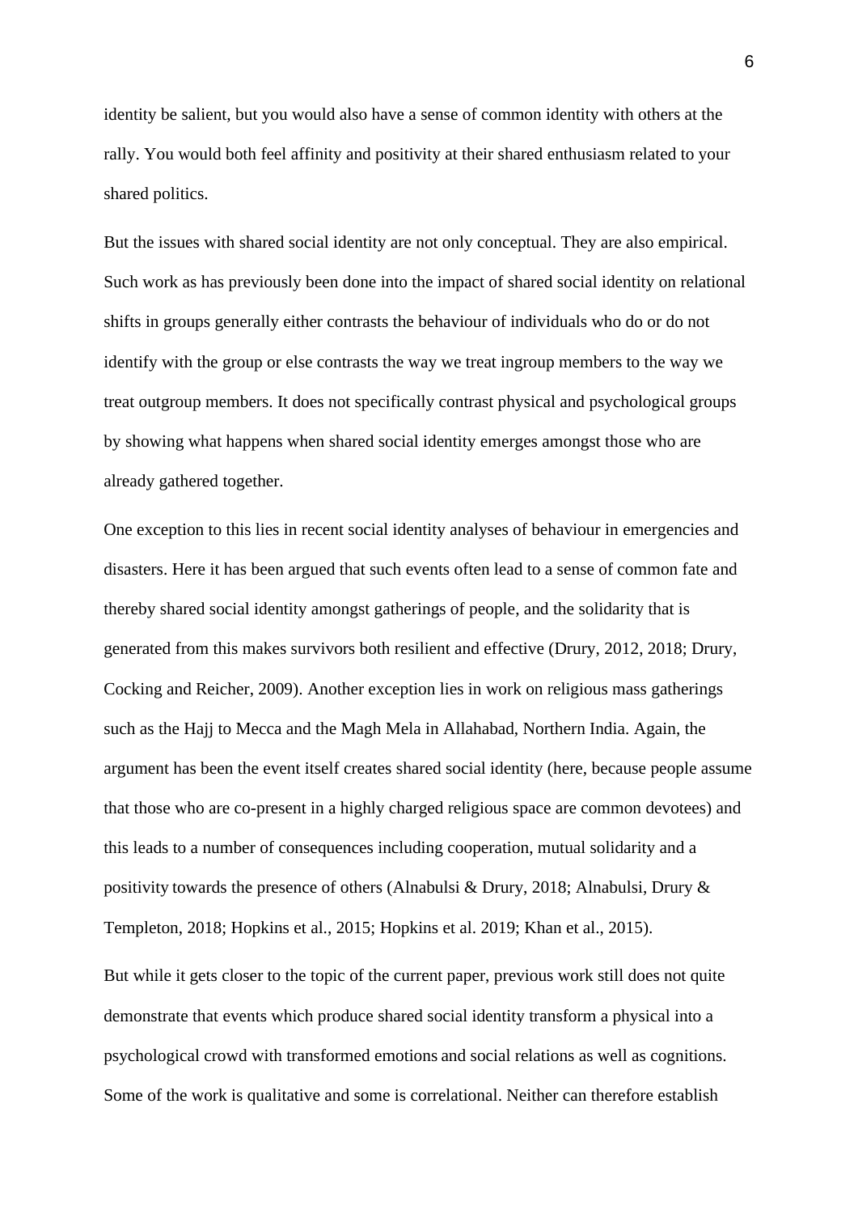identity be salient, but you would also have a sense of common identity with others at the rally. You would both feel affinity and positivity at their shared enthusiasm related to your shared politics.

But the issues with shared social identity are not only conceptual. They are also empirical. Such work as has previously been done into the impact of shared social identity on relational shifts in groups generally either contrasts the behaviour of individuals who do or do not identify with the group or else contrasts the way we treat ingroup members to the way we treat outgroup members. It does not specifically contrast physical and psychological groups by showing what happens when shared social identity emerges amongst those who are already gathered together.

One exception to this lies in recent social identity analyses of behaviour in emergencies and disasters. Here it has been argued that such events often lead to a sense of common fate and thereby shared social identity amongst gatherings of people, and the solidarity that is generated from this makes survivors both resilient and effective (Drury, 2012, 2018; Drury, Cocking and Reicher, 2009). Another exception lies in work on religious mass gatherings such as the Hajj to Mecca and the Magh Mela in Allahabad, Northern India. Again, the argument has been the event itself creates shared social identity (here, because people assume that those who are co-present in a highly charged religious space are common devotees) and this leads to a number of consequences including cooperation, mutual solidarity and a positivity towards the presence of others (Alnabulsi & Drury, 2018; Alnabulsi, Drury & Templeton, 2018; Hopkins et al., 2015; Hopkins et al. 2019; Khan et al., 2015).

But while it gets closer to the topic of the current paper, previous work still does not quite demonstrate that events which produce shared social identity transform a physical into a psychological crowd with transformed emotions and social relations as well as cognitions. Some of the work is qualitative and some is correlational. Neither can therefore establish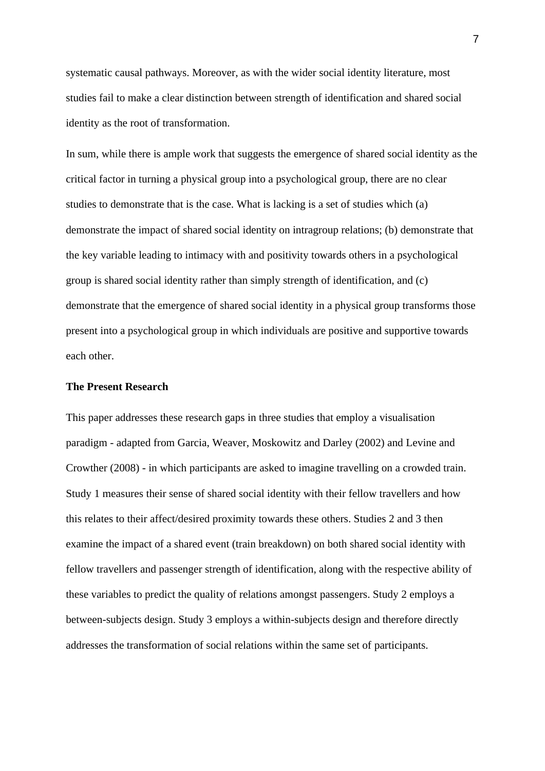systematic causal pathways. Moreover, as with the wider social identity literature, most studies fail to make a clear distinction between strength of identification and shared social identity as the root of transformation.

In sum, while there is ample work that suggests the emergence of shared social identity as the critical factor in turning a physical group into a psychological group, there are no clear studies to demonstrate that is the case. What is lacking is a set of studies which (a) demonstrate the impact of shared social identity on intragroup relations; (b) demonstrate that the key variable leading to intimacy with and positivity towards others in a psychological group is shared social identity rather than simply strength of identification, and (c) demonstrate that the emergence of shared social identity in a physical group transforms those present into a psychological group in which individuals are positive and supportive towards each other.

**The Present Research**

This paper addresses these research gaps in three studies that employ a visualisation paradigm - adapted from Garcia, Weaver, Moskowitz and Darley (2002) and Levine and Crowther (2008) - in which participants are asked to imagine travelling on a crowded train. Study 1 measures their sense of shared social identity with their fellow travellers and how this relates to their affect/desired proximity towards these others. Studies 2 and 3 then examine the impact of a shared event (train breakdown) on both shared social identity with fellow travellers and passenger strength of identification, along with the respective ability of these variables to predict the quality of relations amongst passengers. Study 2 employs a between-subjects design. Study 3 employs a within-subjects design and therefore directly addresses the transformation of social relations within the same set of participants.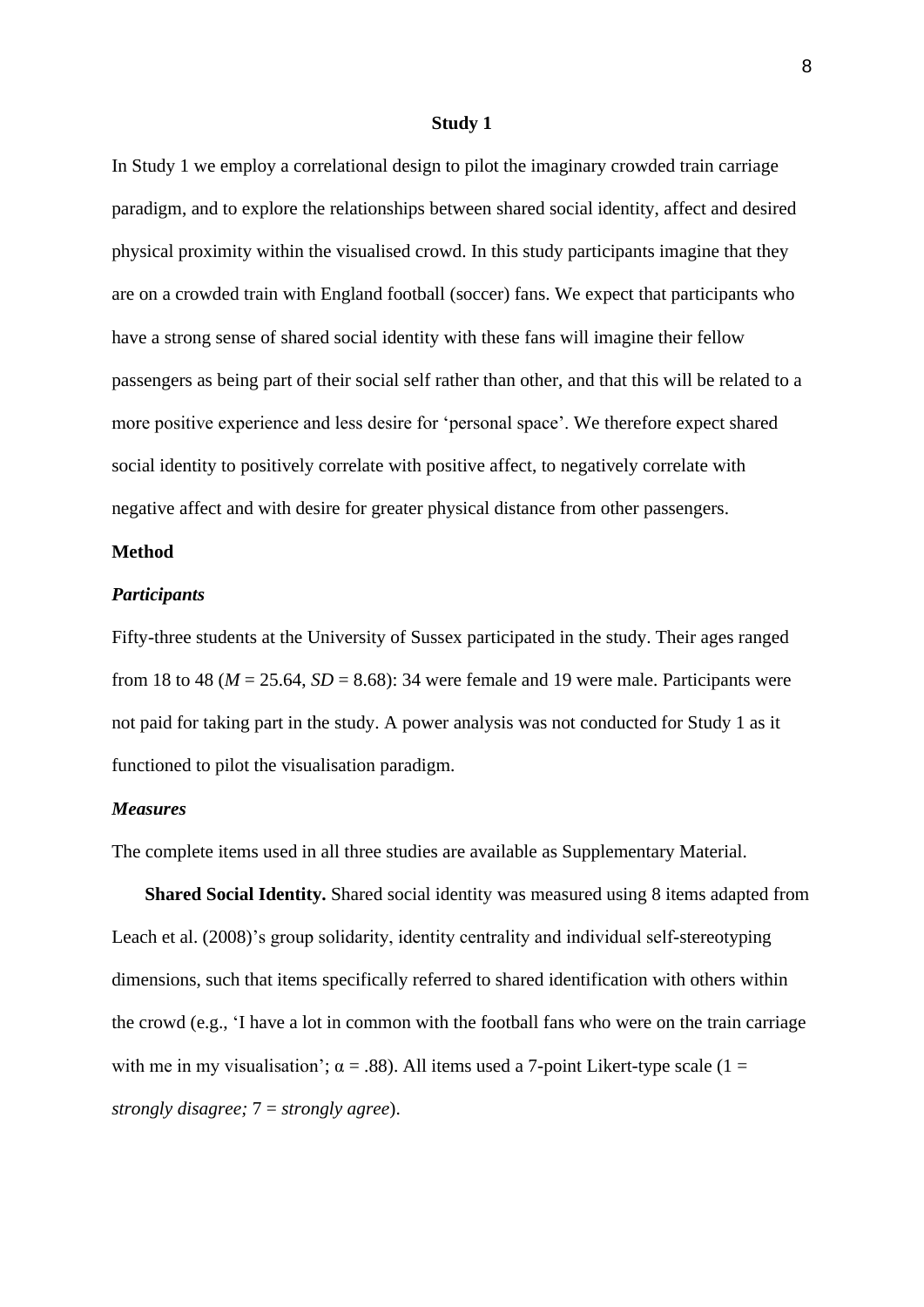## Study 1

In Study 1 we employ a correlational design to pilot the imaginary crowded train carriage paradigm, and to explore the relationships between shared social identity, affect and desired physical proximity within the visualised crowd. In this study participants imagine that they are on a crowded train with England football (soccer) fans. We expect that participants who have a strong sense of shared social identity with these fans will imagine their fellow passengers as being part of their social self rather than other, and that this will be related to a more positive experience and less desire for 'personal space'. We therefore expect shared social identity to positively correlate with positive affect, to negatively correlate with negative affect and with desire for greater physical distance from other passengers.

### Method

#### *Participants*

Fifty-three students at the University of Sussex participated in the study. Their ages ranged from 18 to 48 ($M$ = 25.64, $SD$ = 8.68): 34 were female and 19 were male. Participants were not paid for taking part in the study. A power analysis was not conducted for Study 1 as it functioned to pilot the visualisation paradigm.

#### *Measures*

The complete items used in all three studies are available as Supplementary Material.

**Shared Social Identity.** Shared social identity was measured using 8 items adapted from Leach et al. (2008)'s group solidarity, identity centrality and individual self-stereotyping dimensions, such that items specifically referred to shared identification with others within the crowd (e.g., 'I have a lot in common with the football fans who were on the train carriage with me in my visualisation'; $\alpha$ = .88). All items used a 7-point Likert-type scale (1 = *strongly disagree;* 7 = *strongly agree*).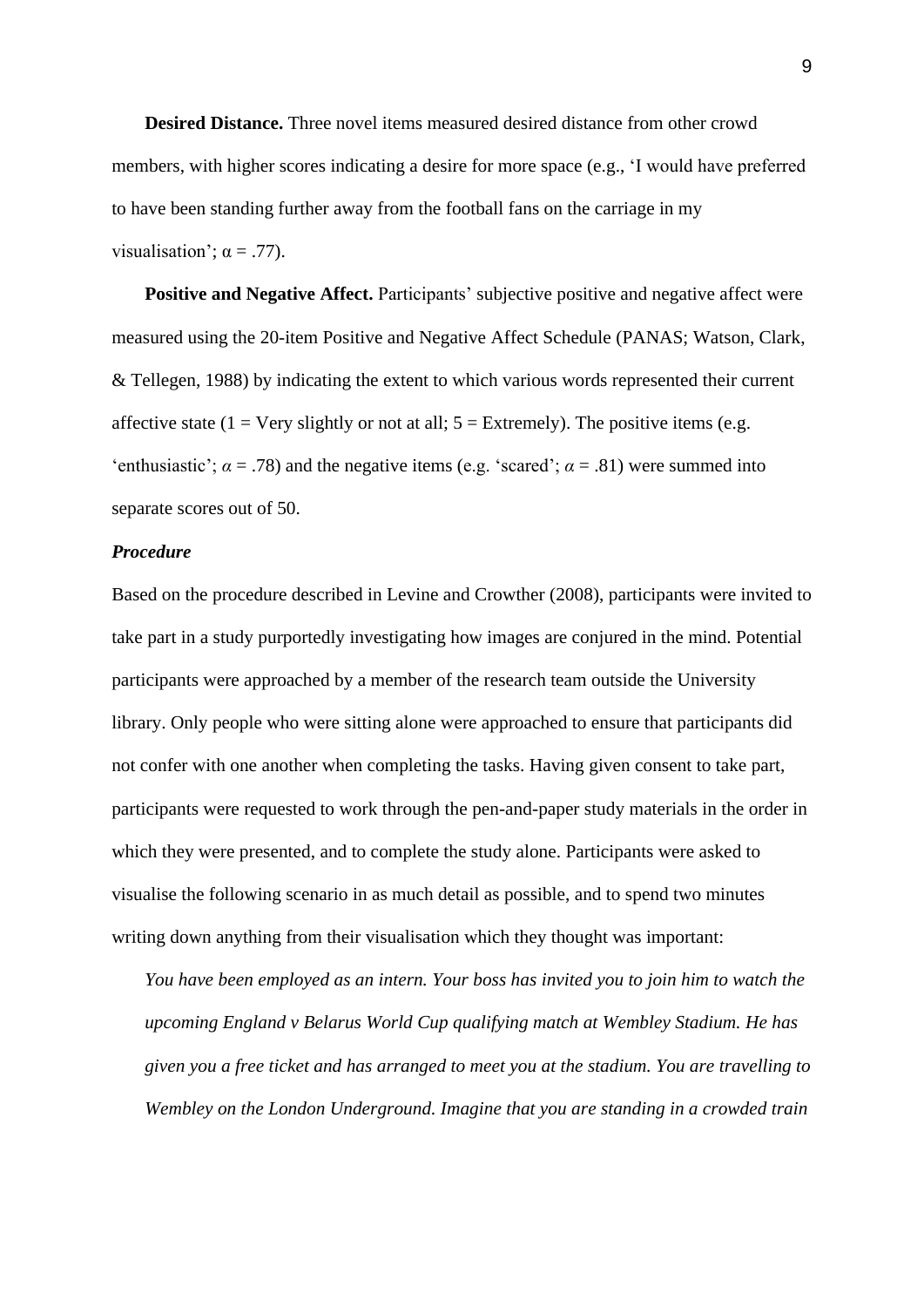**Desired Distance.** Three novel items measured desired distance from other crowd members, with higher scores indicating a desire for more space (e.g., 'I would have preferred to have been standing further away from the football fans on the carriage in my visualisation'; α = .77).

**Positive and Negative Affect.** Participants' subjective positive and negative affect were measured using the 20-item Positive and Negative Affect Schedule (PANAS; Watson, Clark, & Tellegen, 1988) by indicating the extent to which various words represented their current affective state (1 = Very slightly or not at all; 5 = Extremely). The positive items (e.g. 'enthusiastic'; *α* = .78) and the negative items (e.g. 'scared'; *α* = .81) were summed into separate scores out of 50.

***Procedure***

Based on the procedure described in Levine and Crowther (2008), participants were invited to take part in a study purportedly investigating how images are conjured in the mind. Potential participants were approached by a member of the research team outside the University library. Only people who were sitting alone were approached to ensure that participants did not confer with one another when completing the tasks. Having given consent to take part, participants were requested to work through the pen-and-paper study materials in the order in which they were presented, and to complete the study alone. Participants were asked to visualise the following scenario in as much detail as possible, and to spend two minutes writing down anything from their visualisation which they thought was important:

*You have been employed as an intern. Your boss has invited you to join him to watch the upcoming England v Belarus World Cup qualifying match at Wembley Stadium. He has given you a free ticket and has arranged to meet you at the stadium. You are travelling to Wembley on the London Underground. Imagine that you are standing in a crowded train*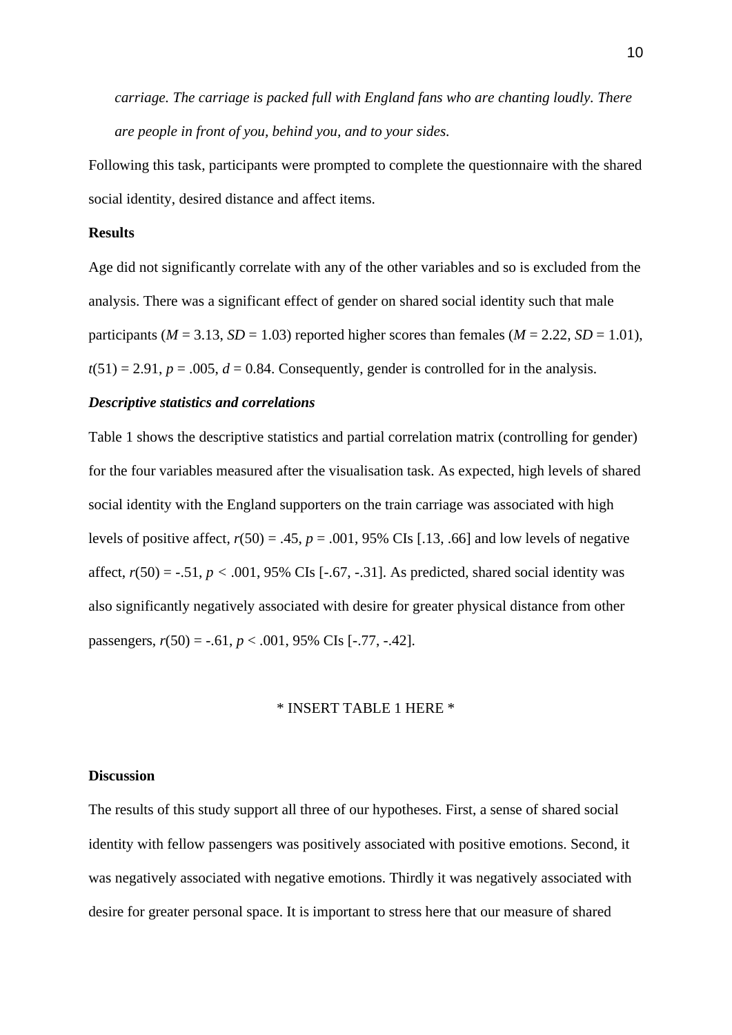*carriage. The carriage is packed full with England fans who are chanting loudly. There are people in front of you, behind you, and to your sides.*

Following this task, participants were prompted to complete the questionnaire with the shared social identity, desired distance and affect items.

**Results**

Age did not significantly correlate with any of the other variables and so is excluded from the analysis. There was a significant effect of gender on shared social identity such that male participants ($M$ = 3.13, $SD$ = 1.03) reported higher scores than females ($M$ = 2.22, $SD$ = 1.01), $t(51) = 2.91$, $p = .005$, $d = 0.84$. Consequently, gender is controlled for in the analysis.

***Descriptive statistics and correlations***

Table 1 shows the descriptive statistics and partial correlation matrix (controlling for gender) for the four variables measured after the visualisation task. As expected, high levels of shared social identity with the England supporters on the train carriage was associated with high levels of positive affect, $r(50) = .45$, $p = .001$, 95% CIs [.13, .66] and low levels of negative affect, $r(50) = -.51$, $p < .001$, 95% CIs [-.67, -.31]. As predicted, shared social identity was also significantly negatively associated with desire for greater physical distance from other passengers, $r(50) = -.61$, $p < .001$, 95% CIs [-.77, -.42].

* INSERT TABLE 1 HERE *

**Discussion**

The results of this study support all three of our hypotheses. First, a sense of shared social identity with fellow passengers was positively associated with positive emotions. Second, it was negatively associated with negative emotions. Thirdly it was negatively associated with desire for greater personal space. It is important to stress here that our measure of shared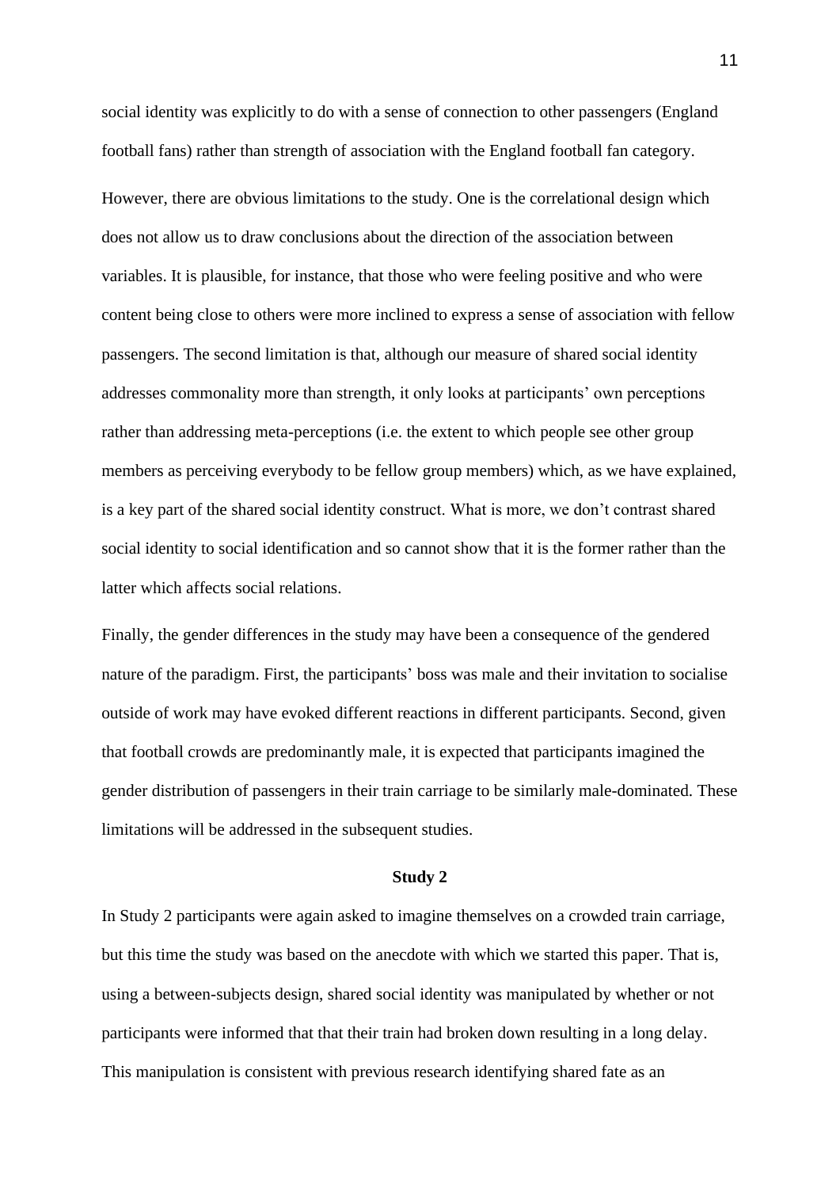social identity was explicitly to do with a sense of connection to other passengers (England football fans) rather than strength of association with the England football fan category.

However, there are obvious limitations to the study. One is the correlational design which does not allow us to draw conclusions about the direction of the association between variables. It is plausible, for instance, that those who were feeling positive and who were content being close to others were more inclined to express a sense of association with fellow passengers. The second limitation is that, although our measure of shared social identity addresses commonality more than strength, it only looks at participants' own perceptions rather than addressing meta-perceptions (i.e. the extent to which people see other group members as perceiving everybody to be fellow group members) which, as we have explained, is a key part of the shared social identity construct. What is more, we don't contrast shared social identity to social identification and so cannot show that it is the former rather than the latter which affects social relations.

Finally, the gender differences in the study may have been a consequence of the gendered nature of the paradigm. First, the participants' boss was male and their invitation to socialise outside of work may have evoked different reactions in different participants. Second, given that football crowds are predominantly male, it is expected that participants imagined the gender distribution of passengers in their train carriage to be similarly male-dominated. These limitations will be addressed in the subsequent studies.

## Study 2

In Study 2 participants were again asked to imagine themselves on a crowded train carriage, but this time the study was based on the anecdote with which we started this paper. That is, using a between-subjects design, shared social identity was manipulated by whether or not participants were informed that that their train had broken down resulting in a long delay. This manipulation is consistent with previous research identifying shared fate as an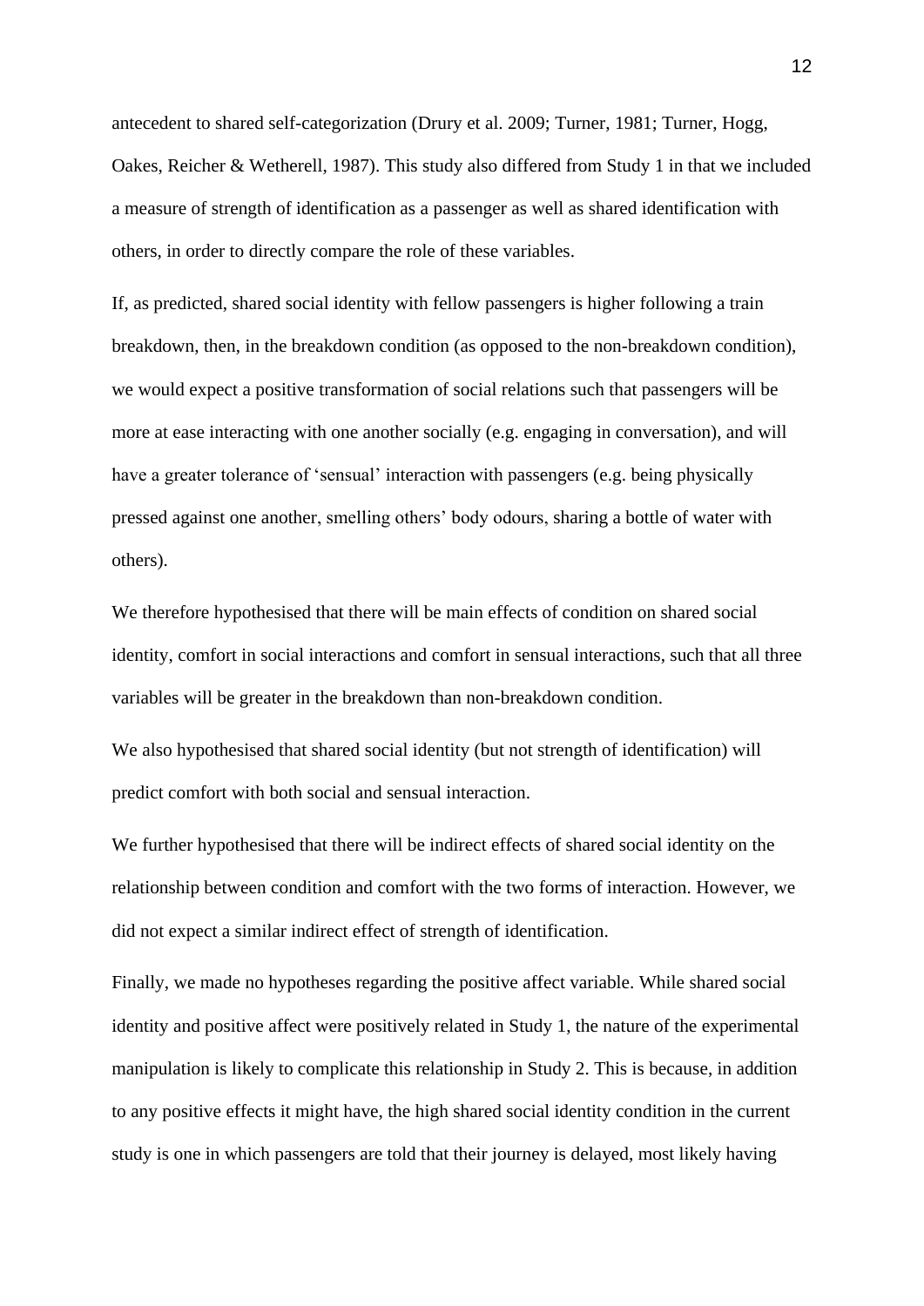antecedent to shared self-categorization (Drury et al. 2009; Turner, 1981; Turner, Hogg, Oakes, Reicher & Wetherell, 1987). This study also differed from Study 1 in that we included a measure of strength of identification as a passenger as well as shared identification with others, in order to directly compare the role of these variables.

If, as predicted, shared social identity with fellow passengers is higher following a train breakdown, then, in the breakdown condition (as opposed to the non-breakdown condition), we would expect a positive transformation of social relations such that passengers will be more at ease interacting with one another socially (e.g. engaging in conversation), and will have a greater tolerance of 'sensual' interaction with passengers (e.g. being physically pressed against one another, smelling others' body odours, sharing a bottle of water with others).

We therefore hypothesised that there will be main effects of condition on shared social identity, comfort in social interactions and comfort in sensual interactions, such that all three variables will be greater in the breakdown than non-breakdown condition.

We also hypothesised that shared social identity (but not strength of identification) will predict comfort with both social and sensual interaction.

We further hypothesised that there will be indirect effects of shared social identity on the relationship between condition and comfort with the two forms of interaction. However, we did not expect a similar indirect effect of strength of identification.

Finally, we made no hypotheses regarding the positive affect variable. While shared social identity and positive affect were positively related in Study 1, the nature of the experimental manipulation is likely to complicate this relationship in Study 2. This is because, in addition to any positive effects it might have, the high shared social identity condition in the current study is one in which passengers are told that their journey is delayed, most likely having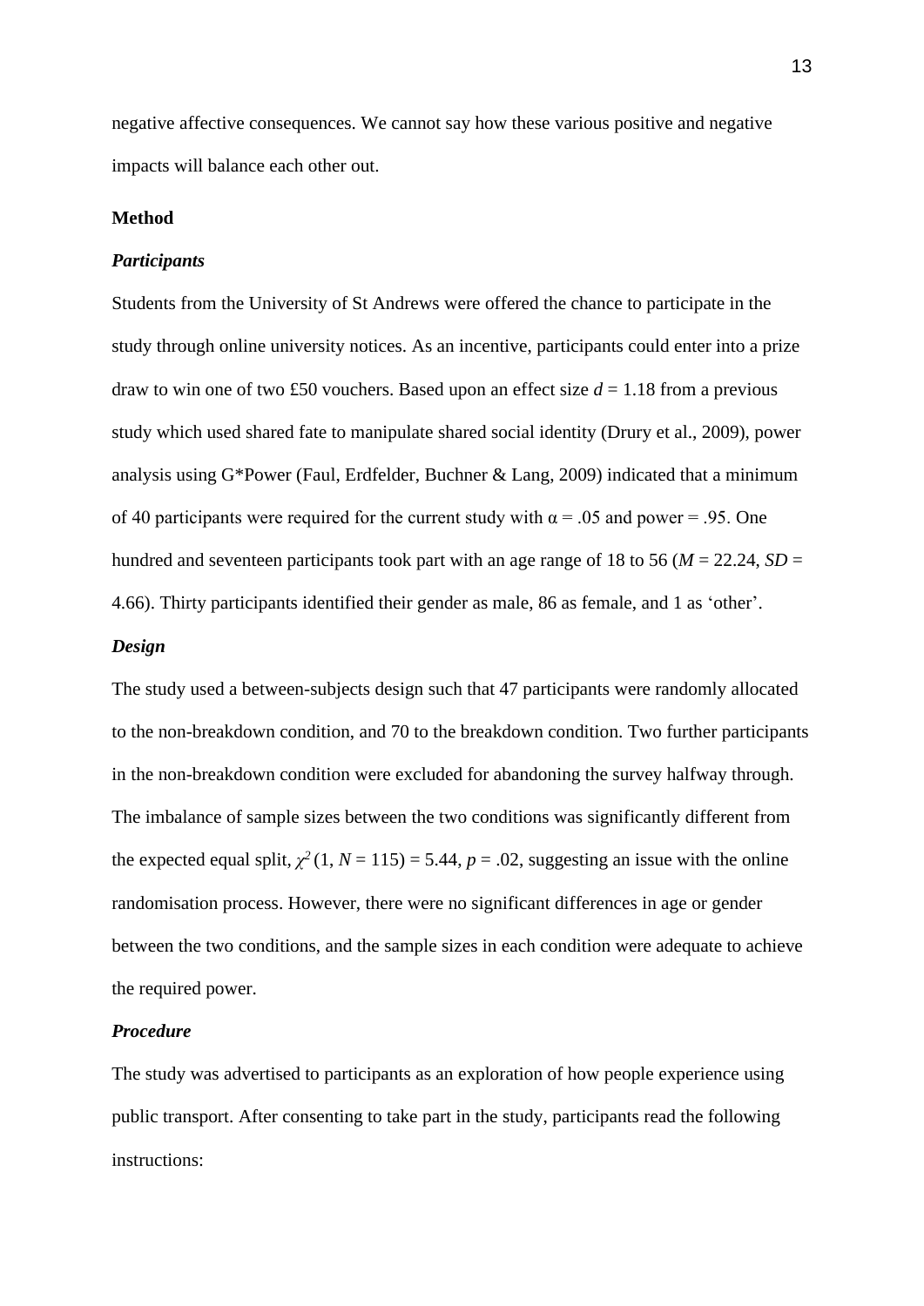negative affective consequences. We cannot say how these various positive and negative impacts will balance each other out.

## Method

### *Participants*

Students from the University of St Andrews were offered the chance to participate in the study through online university notices. As an incentive, participants could enter into a prize draw to win one of two £50 vouchers. Based upon an effect size $d$ = 1.18 from a previous study which used shared fate to manipulate shared social identity (Drury et al., 2009), power analysis using G*Power (Faul, Erdfelder, Buchner & Lang, 2009) indicated that a minimum of 40 participants were required for the current study with $\alpha$ = .05 and power = .95. One hundred and seventeen participants took part with an age range of 18 to 56 ($M$ = 22.24, $SD$ = 4.66). Thirty participants identified their gender as male, 86 as female, and 1 as 'other'.

### *Design*

The study used a between-subjects design such that 47 participants were randomly allocated to the non-breakdown condition, and 70 to the breakdown condition. Two further participants in the non-breakdown condition were excluded for abandoning the survey halfway through. The imbalance of sample sizes between the two conditions was significantly different from the expected equal split, $\chi^2$ (1, $N$ = 115) = 5.44, $p$ = .02, suggesting an issue with the online randomisation process. However, there were no significant differences in age or gender between the two conditions, and the sample sizes in each condition were adequate to achieve the required power.

### *Procedure*

The study was advertised to participants as an exploration of how people experience using public transport. After consenting to take part in the study, participants read the following instructions: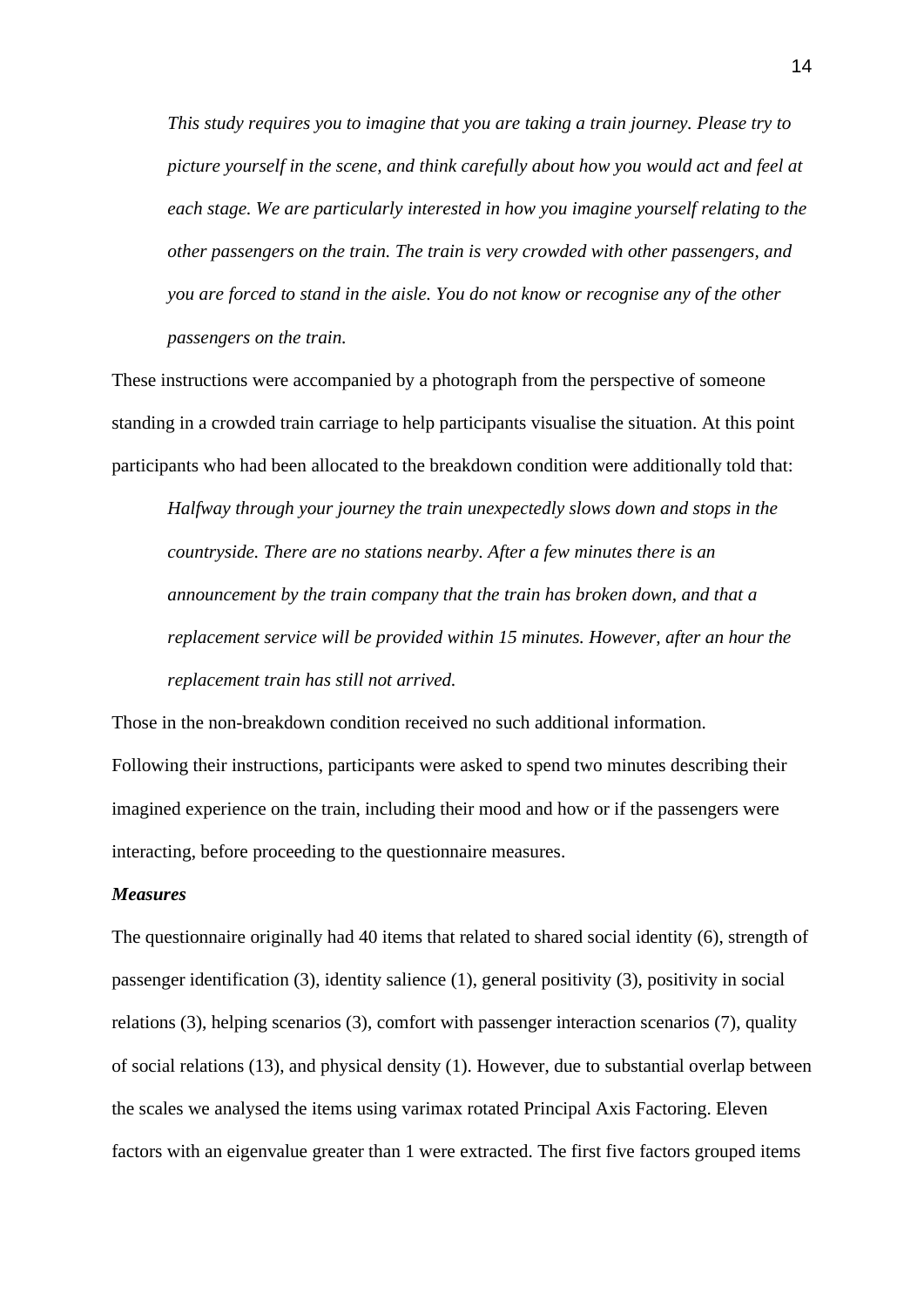> *This study requires you to imagine that you are taking a train journey. Please try to picture yourself in the scene, and think carefully about how you would act and feel at each stage. We are particularly interested in how you imagine yourself relating to the other passengers on the train. The train is very crowded with other passengers, and you are forced to stand in the aisle. You do not know or recognise any of the other passengers on the train.*

These instructions were accompanied by a photograph from the perspective of someone standing in a crowded train carriage to help participants visualise the situation. At this point participants who had been allocated to the breakdown condition were additionally told that:

> *Halfway through your journey the train unexpectedly slows down and stops in the countryside. There are no stations nearby. After a few minutes there is an announcement by the train company that the train has broken down, and that a replacement service will be provided within 15 minutes. However, after an hour the replacement train has still not arrived.*

Those in the non-breakdown condition received no such additional information.

Following their instructions, participants were asked to spend two minutes describing their imagined experience on the train, including their mood and how or if the passengers were interacting, before proceeding to the questionnaire measures.

***Measures***

The questionnaire originally had 40 items that related to shared social identity (6), strength of passenger identification (3), identity salience (1), general positivity (3), positivity in social relations (3), helping scenarios (3), comfort with passenger interaction scenarios (7), quality of social relations (13), and physical density (1). However, due to substantial overlap between the scales we analysed the items using varimax rotated Principal Axis Factoring. Eleven factors with an eigenvalue greater than 1 were extracted. The first five factors grouped items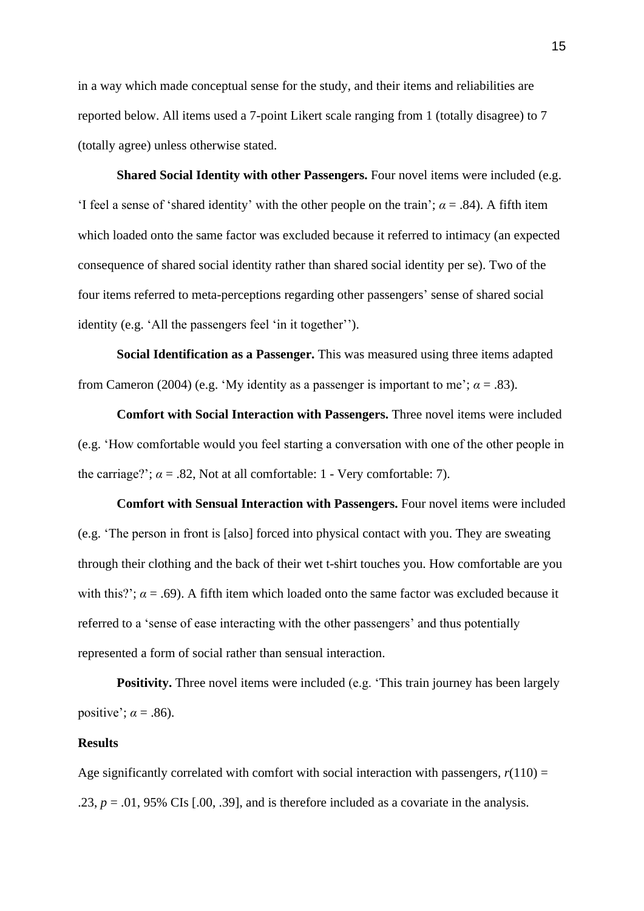in a way which made conceptual sense for the study, and their items and reliabilities are reported below. All items used a 7-point Likert scale ranging from 1 (totally disagree) to 7 (totally agree) unless otherwise stated.

**Shared Social Identity with other Passengers.** Four novel items were included (e.g. 'I feel a sense of 'shared identity' with the other people on the train'; $\alpha$ = .84). A fifth item which loaded onto the same factor was excluded because it referred to intimacy (an expected consequence of shared social identity rather than shared social identity per se). Two of the four items referred to meta-perceptions regarding other passengers' sense of shared social identity (e.g. 'All the passengers feel 'in it together'').

**Social Identification as a Passenger.** This was measured using three items adapted from Cameron (2004) (e.g. 'My identity as a passenger is important to me'; $\alpha$ = .83).

**Comfort with Social Interaction with Passengers.** Three novel items were included (e.g. 'How comfortable would you feel starting a conversation with one of the other people in the carriage?'; $\alpha$ = .82, Not at all comfortable: 1 - Very comfortable: 7).

**Comfort with Sensual Interaction with Passengers.** Four novel items were included (e.g. 'The person in front is [also] forced into physical contact with you. They are sweating through their clothing and the back of their wet t-shirt touches you. How comfortable are you with this?'; $\alpha$ = .69). A fifth item which loaded onto the same factor was excluded because it referred to a 'sense of ease interacting with the other passengers' and thus potentially represented a form of social rather than sensual interaction.

**Positivity.** Three novel items were included (e.g. 'This train journey has been largely positive'; $\alpha$ = .86).

**Results**

Age significantly correlated with comfort with social interaction with passengers, $r(110)$ = .23, $p$ = .01, 95% CIs [.00, .39], and is therefore included as a covariate in the analysis.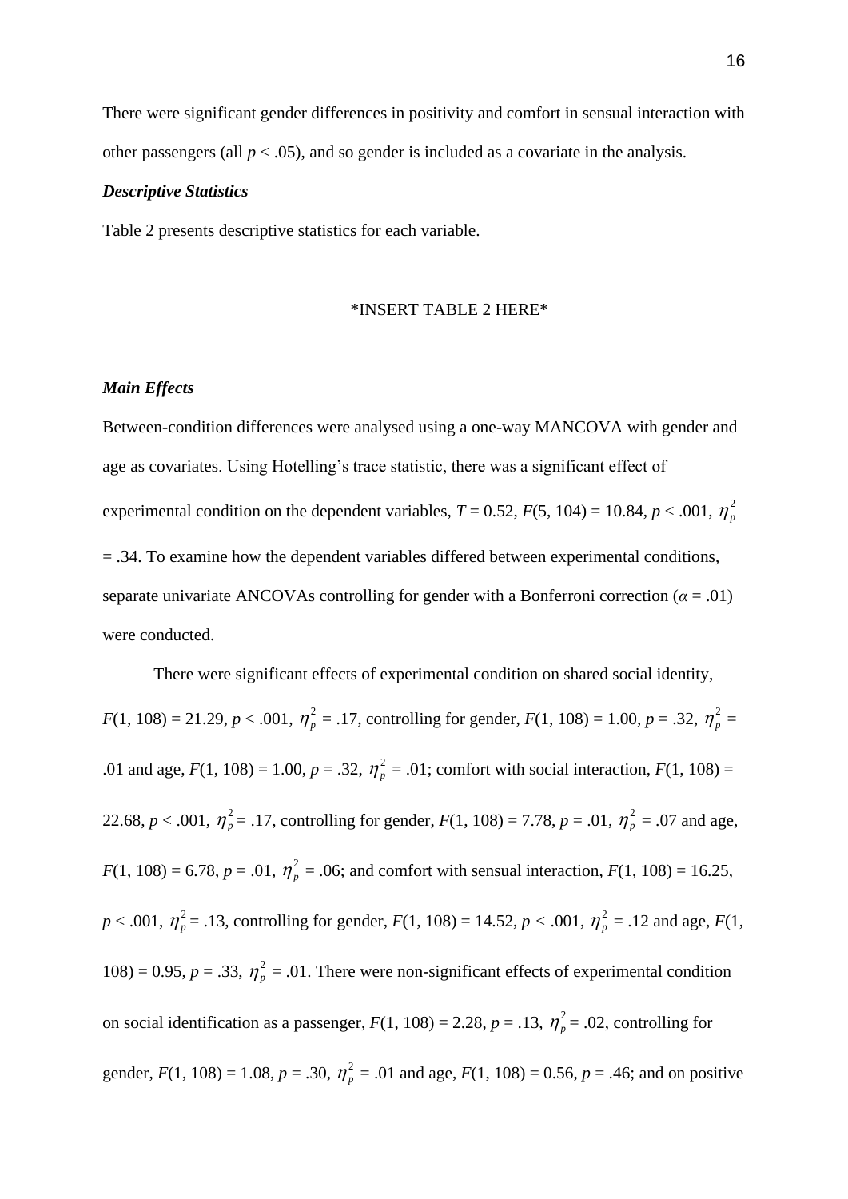There were significant gender differences in positivity and comfort in sensual interaction with other passengers (all $p < .05$), and so gender is included as a covariate in the analysis.

***Descriptive Statistics***

Table 2 presents descriptive statistics for each variable.

*INSERT TABLE 2 HERE*

***Main Effects***

Between-condition differences were analysed using a one-way MANCOVA with gender and age as covariates. Using Hotelling's trace statistic, there was a significant effect of experimental condition on the dependent variables, $T = 0.52$, $F(5, 104) = 10.84$, $p < .001$, $\eta_p^2 = .34$. To examine how the dependent variables differed between experimental conditions, separate univariate ANCOVAs controlling for gender with a Bonferroni correction ($\alpha = .01$) were conducted.

There were significant effects of experimental condition on shared social identity, $F(1, 108) = 21.29$, $p < .001$, $\eta_p^2 = .17$, controlling for gender, $F(1, 108) = 1.00$, $p = .32$, $\eta_p^2 = .01$ and age, $F(1, 108) = 1.00$, $p = .32$, $\eta_p^2 = .01$; comfort with social interaction, $F(1, 108) = 22.68$, $p < .001$, $\eta_p^2 = .17$, controlling for gender, $F(1, 108) = 7.78$, $p = .01$, $\eta_p^2 = .07$ and age, $F(1, 108) = 6.78$, $p = .01$, $\eta_p^2 = .06$; and comfort with sensual interaction, $F(1, 108) = 16.25$, $p < .001$, $\eta_p^2 = .13$, controlling for gender, $F(1, 108) = 14.52$, $p < .001$, $\eta_p^2 = .12$ and age, $F(1, 108) = 0.95$, $p = .33$, $\eta_p^2 = .01$. There were non-significant effects of experimental condition on social identification as a passenger, $F(1, 108) = 2.28$, $p = .13$, $\eta_p^2 = .02$, controlling for gender, $F(1, 108) = 1.08$, $p = .30$, $\eta_p^2 = .01$ and age, $F(1, 108) = 0.56$, $p = .46$; and on positive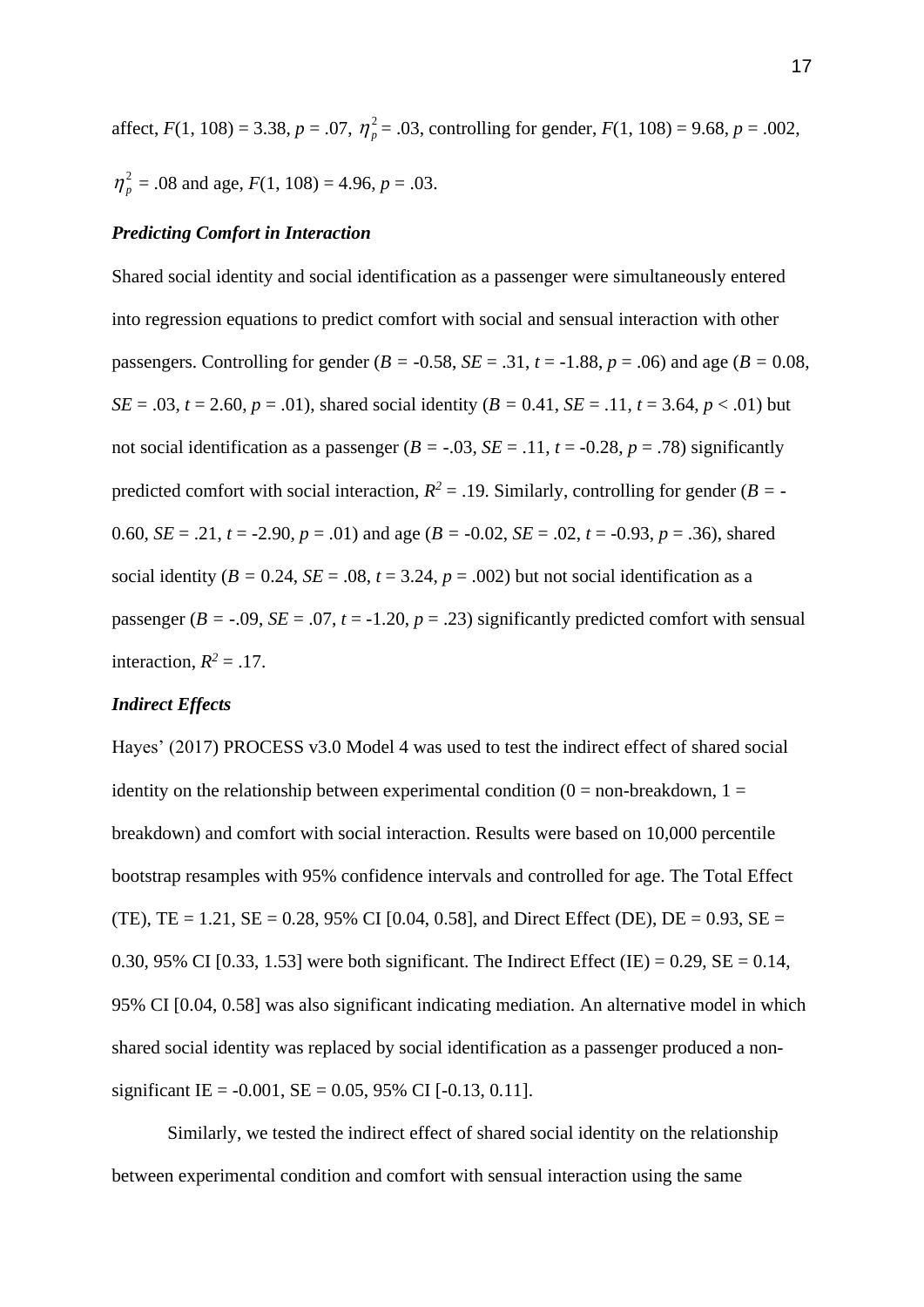affect, $F(1, 108) = 3.38$, $p = .07$, $\eta_p^2 = .03$, controlling for gender, $F(1, 108) = 9.68$, $p = .002$, $\eta_p^2 = .08$ and age, $F(1, 108) = 4.96$, $p = .03$.

### *Predicting Comfort in Interaction*

Shared social identity and social identification as a passenger were simultaneously entered into regression equations to predict comfort with social and sensual interaction with other passengers. Controlling for gender ($B = -0.58$, $SE = .31$, $t = -1.88$, $p = .06$) and age ($B = 0.08$, $SE = .03$, $t = 2.60$, $p = .01$), shared social identity ($B = 0.41$, $SE = .11$, $t = 3.64$, $p < .01$) but not social identification as a passenger ($B = -.03$, $SE = .11$, $t = -0.28$, $p = .78$) significantly predicted comfort with social interaction, $R^2 = .19$. Similarly, controlling for gender ($B = -0.60$, $SE = .21$, $t = -2.90$, $p = .01$) and age ($B = -0.02$, $SE = .02$, $t = -0.93$, $p = .36$), shared social identity ($B = 0.24$, $SE = .08$, $t = 3.24$, $p = .002$) but not social identification as a passenger ($B = -.09$, $SE = .07$, $t = -1.20$, $p = .23$) significantly predicted comfort with sensual interaction, $R^2 = .17$.

### *Indirect Effects*

Hayes' (2017) PROCESS v3.0 Model 4 was used to test the indirect effect of shared social identity on the relationship between experimental condition (0 = non-breakdown, 1 = breakdown) and comfort with social interaction. Results were based on 10,000 percentile bootstrap resamples with 95% confidence intervals and controlled for age. The Total Effect (TE), TE = 1.21, SE = 0.28, 95% CI [0.04, 0.58], and Direct Effect (DE), DE = 0.93, SE = 0.30, 95% CI [0.33, 1.53] were both significant. The Indirect Effect (IE) = 0.29, SE = 0.14, 95% CI [0.04, 0.58] was also significant indicating mediation. An alternative model in which shared social identity was replaced by social identification as a passenger produced a non-significant IE = -0.001, SE = 0.05, 95% CI [-0.13, 0.11].

Similarly, we tested the indirect effect of shared social identity on the relationship between experimental condition and comfort with sensual interaction using the same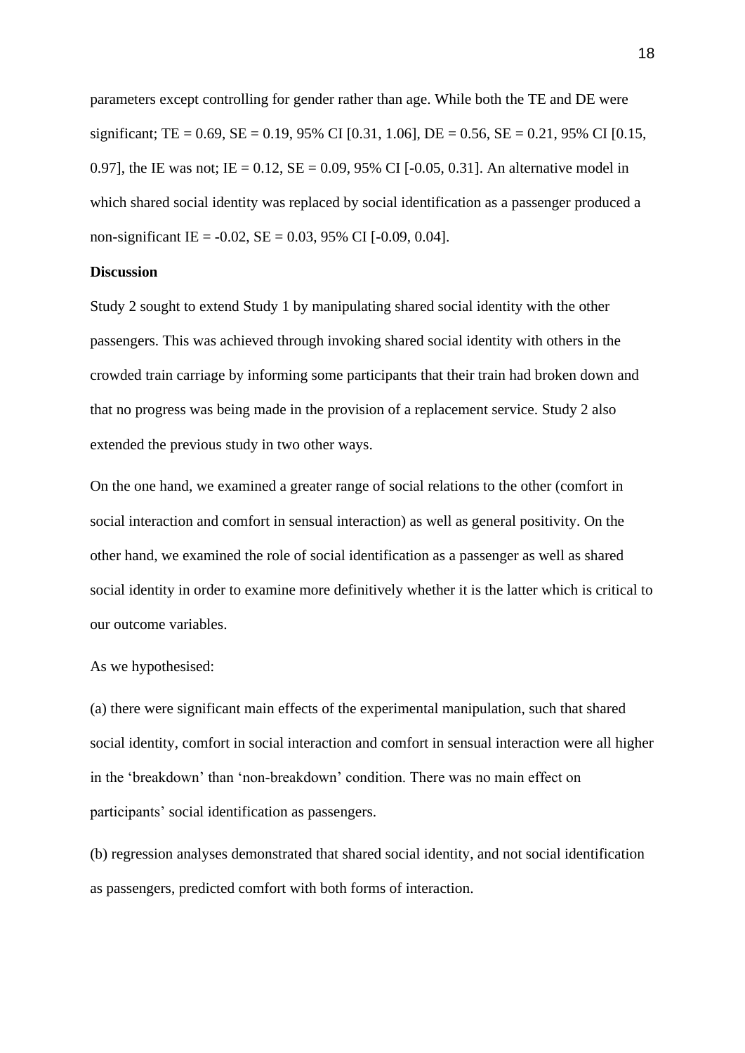parameters except controlling for gender rather than age. While both the TE and DE were significant; TE = 0.69, SE = 0.19, 95% CI [0.31, 1.06], DE = 0.56, SE = 0.21, 95% CI [0.15, 0.97], the IE was not; IE = 0.12, SE = 0.09, 95% CI [-0.05, 0.31]. An alternative model in which shared social identity was replaced by social identification as a passenger produced a non-significant IE = -0.02, SE = 0.03, 95% CI [-0.09, 0.04].

**Discussion**

Study 2 sought to extend Study 1 by manipulating shared social identity with the other passengers. This was achieved through invoking shared social identity with others in the crowded train carriage by informing some participants that their train had broken down and that no progress was being made in the provision of a replacement service. Study 2 also extended the previous study in two other ways.

On the one hand, we examined a greater range of social relations to the other (comfort in social interaction and comfort in sensual interaction) as well as general positivity. On the other hand, we examined the role of social identification as a passenger as well as shared social identity in order to examine more definitively whether it is the latter which is critical to our outcome variables.

As we hypothesised:

(a) there were significant main effects of the experimental manipulation, such that shared social identity, comfort in social interaction and comfort in sensual interaction were all higher in the 'breakdown' than 'non-breakdown' condition. There was no main effect on participants' social identification as passengers.

(b) regression analyses demonstrated that shared social identity, and not social identification as passengers, predicted comfort with both forms of interaction.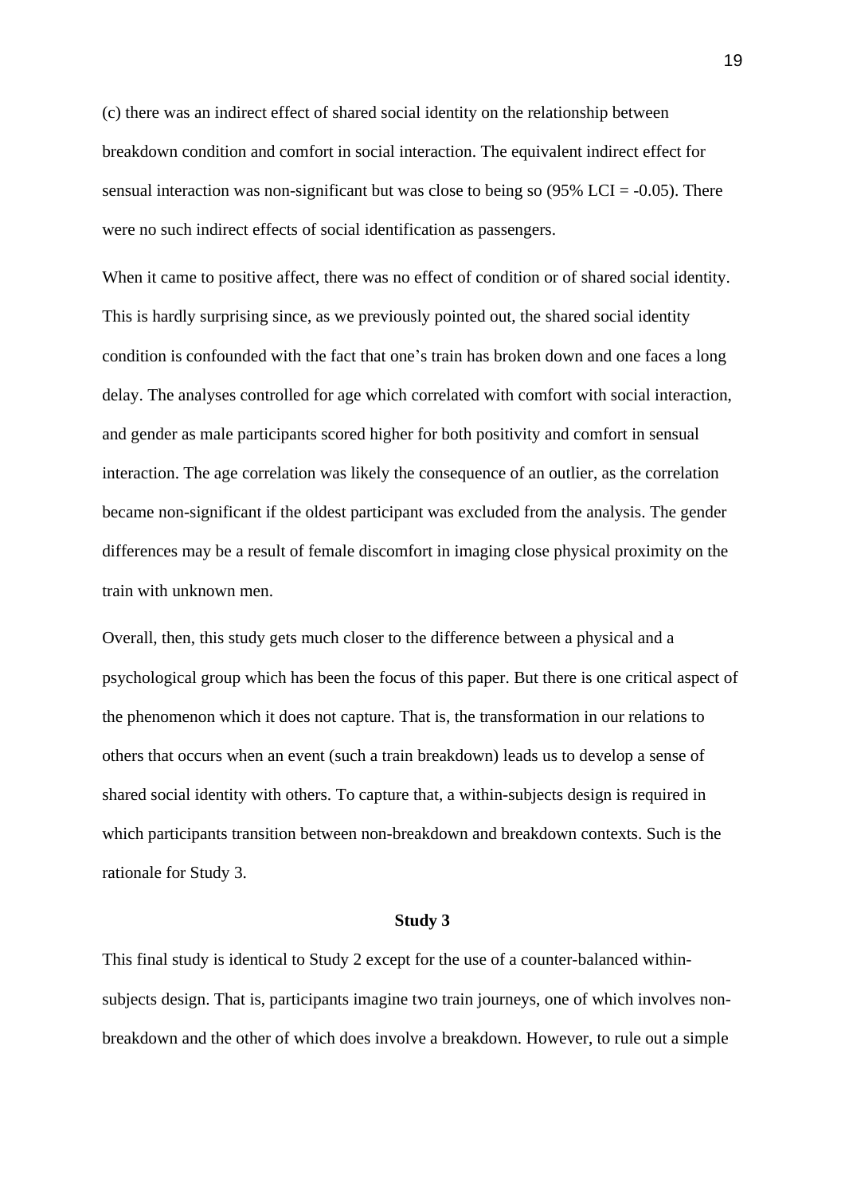(c) there was an indirect effect of shared social identity on the relationship between breakdown condition and comfort in social interaction. The equivalent indirect effect for sensual interaction was non-significant but was close to being so (95% LCI = -0.05). There were no such indirect effects of social identification as passengers.

When it came to positive affect, there was no effect of condition or of shared social identity. This is hardly surprising since, as we previously pointed out, the shared social identity condition is confounded with the fact that one's train has broken down and one faces a long delay. The analyses controlled for age which correlated with comfort with social interaction, and gender as male participants scored higher for both positivity and comfort in sensual interaction. The age correlation was likely the consequence of an outlier, as the correlation became non-significant if the oldest participant was excluded from the analysis. The gender differences may be a result of female discomfort in imaging close physical proximity on the train with unknown men.

Overall, then, this study gets much closer to the difference between a physical and a psychological group which has been the focus of this paper. But there is one critical aspect of the phenomenon which it does not capture. That is, the transformation in our relations to others that occurs when an event (such a train breakdown) leads us to develop a sense of shared social identity with others. To capture that, a within-subjects design is required in which participants transition between non-breakdown and breakdown contexts. Such is the rationale for Study 3.

## Study 3

This final study is identical to Study 2 except for the use of a counter-balanced within-subjects design. That is, participants imagine two train journeys, one of which involves non-breakdown and the other of which does involve a breakdown. However, to rule out a simple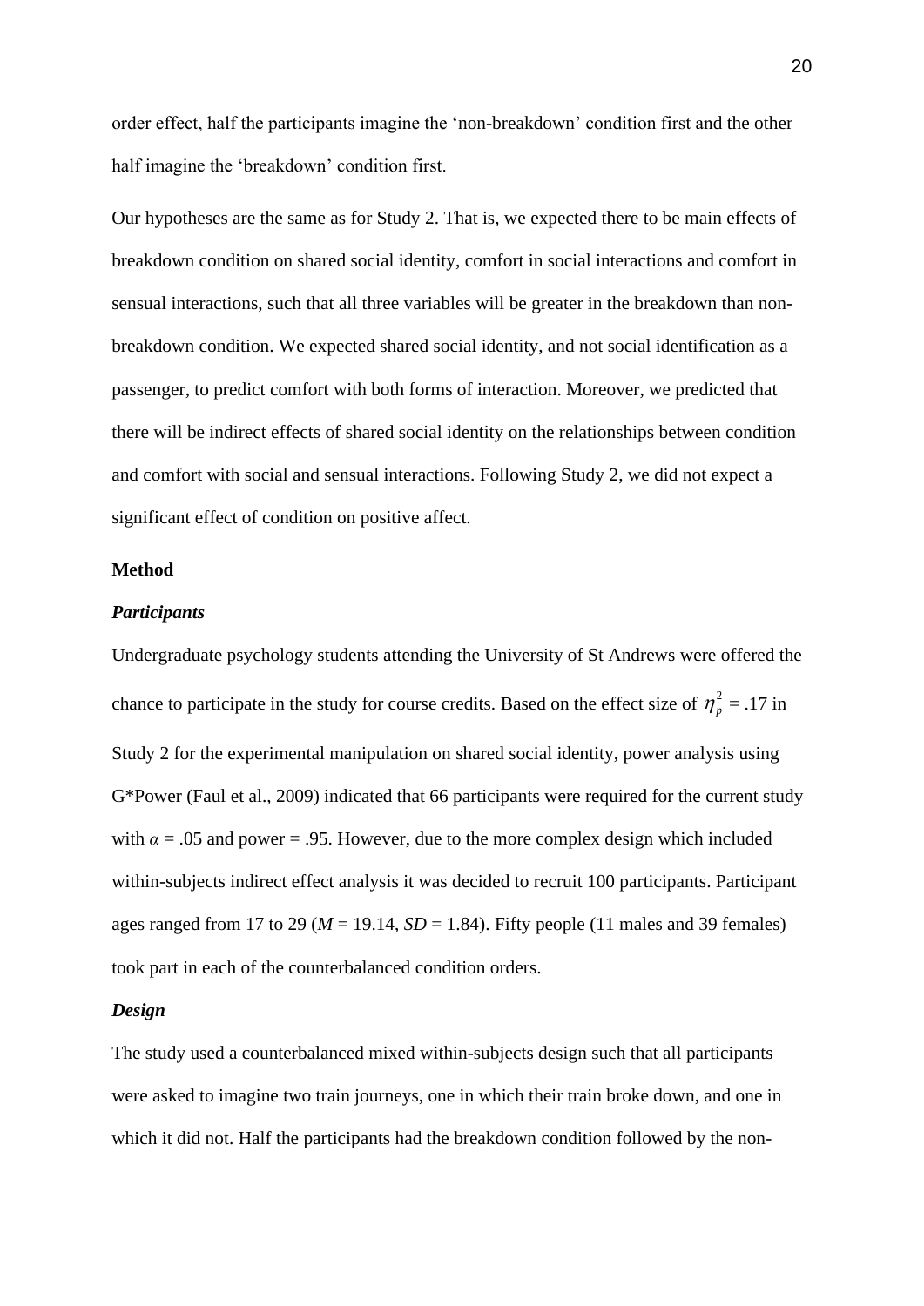order effect, half the participants imagine the 'non-breakdown' condition first and the other half imagine the 'breakdown' condition first.

Our hypotheses are the same as for Study 2. That is, we expected there to be main effects of breakdown condition on shared social identity, comfort in social interactions and comfort in sensual interactions, such that all three variables will be greater in the breakdown than non-breakdown condition. We expected shared social identity, and not social identification as a passenger, to predict comfort with both forms of interaction. Moreover, we predicted that there will be indirect effects of shared social identity on the relationships between condition and comfort with social and sensual interactions. Following Study 2, we did not expect a significant effect of condition on positive affect.

## Method

### *Participants*

Undergraduate psychology students attending the University of St Andrews were offered the chance to participate in the study for course credits. Based on the effect size of $\eta_p^2$ = .17 in Study 2 for the experimental manipulation on shared social identity, power analysis using G*Power (Faul et al., 2009) indicated that 66 participants were required for the current study with $\alpha$ = .05 and power = .95. However, due to the more complex design which included within-subjects indirect effect analysis it was decided to recruit 100 participants. Participant ages ranged from 17 to 29 (*M* = 19.14, *SD* = 1.84). Fifty people (11 males and 39 females) took part in each of the counterbalanced condition orders.

### *Design*

The study used a counterbalanced mixed within-subjects design such that all participants were asked to imagine two train journeys, one in which their train broke down, and one in which it did not. Half the participants had the breakdown condition followed by the non-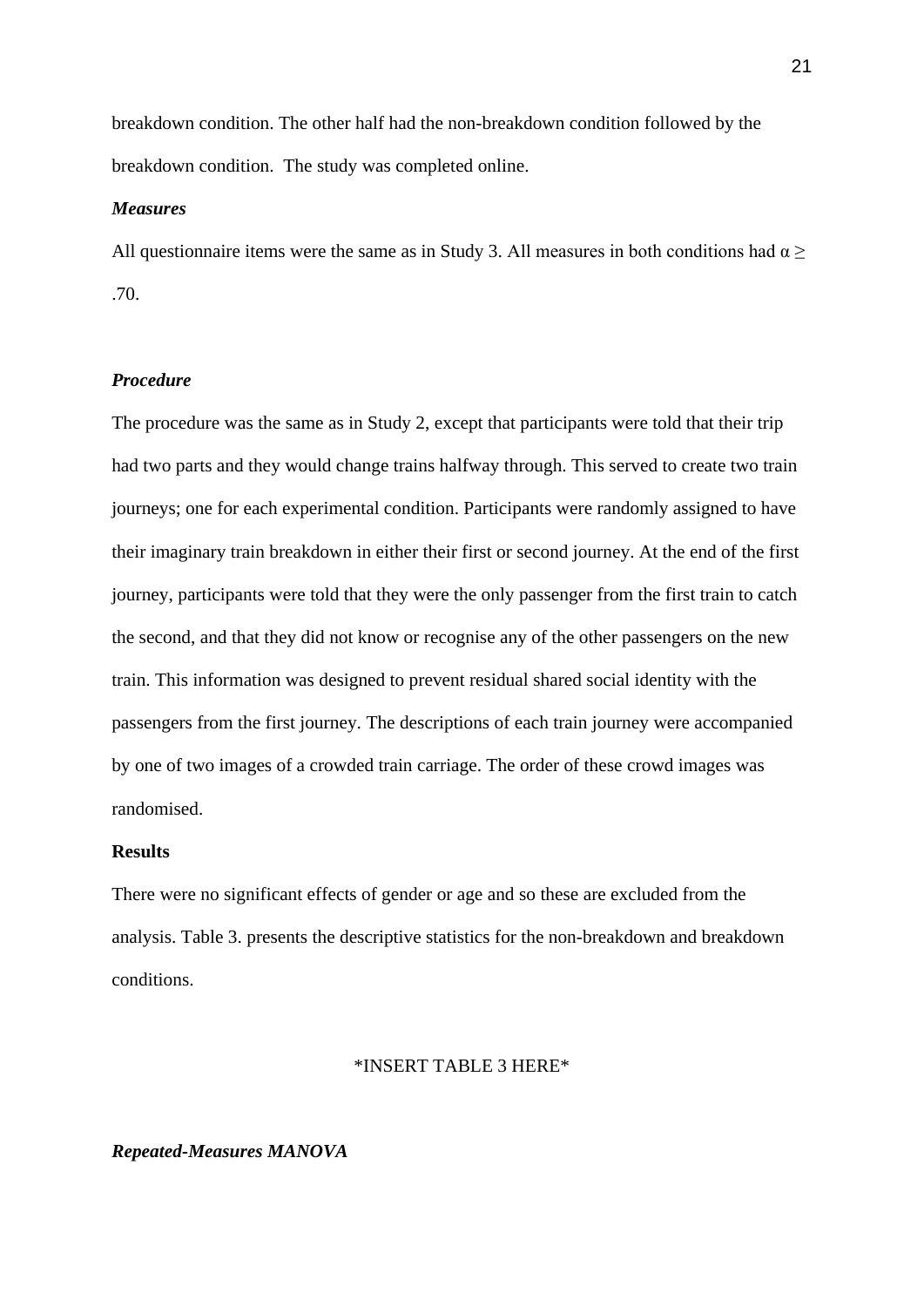breakdown condition. The other half had the non-breakdown condition followed by the breakdown condition.  The study was completed online.

### *Measures*

All questionnaire items were the same as in Study 3. All measures in both conditions had $\alpha \geq .70$.

### *Procedure*

The procedure was the same as in Study 2, except that participants were told that their trip had two parts and they would change trains halfway through. This served to create two train journeys; one for each experimental condition. Participants were randomly assigned to have their imaginary train breakdown in either their first or second journey. At the end of the first journey, participants were told that they were the only passenger from the first train to catch the second, and that they did not know or recognise any of the other passengers on the new train. This information was designed to prevent residual shared social identity with the passengers from the first journey. The descriptions of each train journey were accompanied by one of two images of a crowded train carriage. The order of these crowd images was randomised.

## Results

There were no significant effects of gender or age and so these are excluded from the analysis. Table 3. presents the descriptive statistics for the non-breakdown and breakdown conditions.

*INSERT TABLE 3 HERE*

### *Repeated-Measures MANOVA*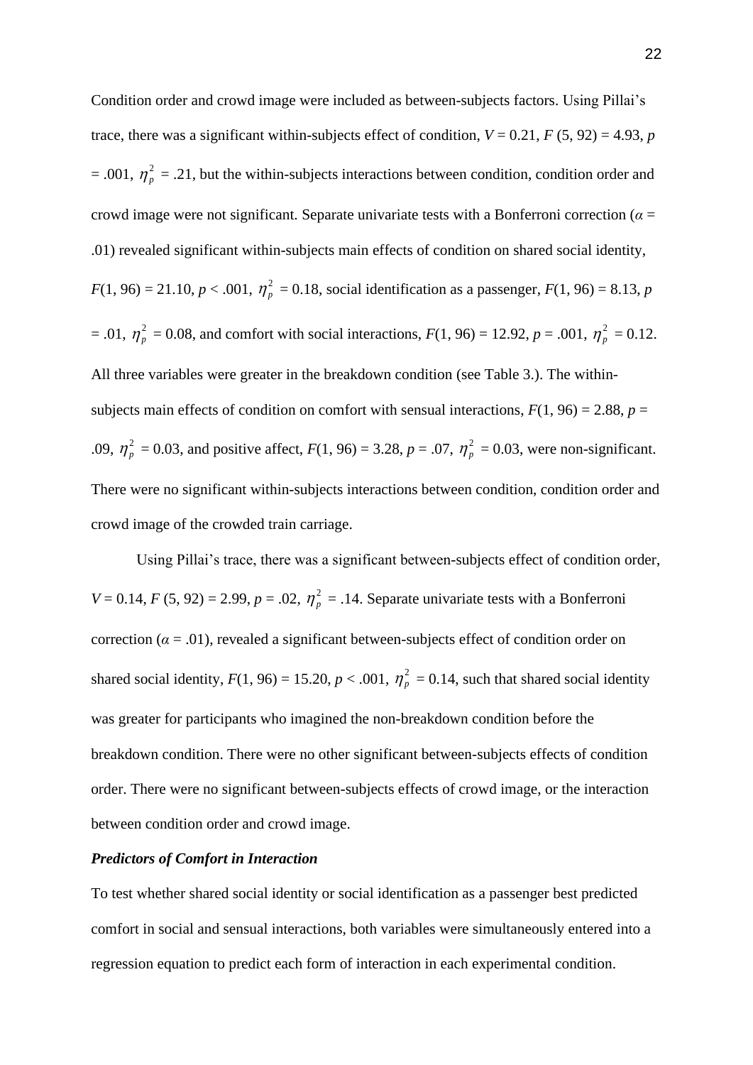Condition order and crowd image were included as between-subjects factors. Using Pillai's trace, there was a significant within-subjects effect of condition, $V = 0.21$, $F(5, 92) = 4.93$, $p = .001$, $\eta_p^2 = .21$, but the within-subjects interactions between condition, condition order and crowd image were not significant. Separate univariate tests with a Bonferroni correction ($\alpha = .01$) revealed significant within-subjects main effects of condition on shared social identity, $F(1, 96) = 21.10$, $p < .001$, $\eta_p^2 = 0.18$, social identification as a passenger, $F(1, 96) = 8.13$, $p = .01$, $\eta_p^2 = 0.08$, and comfort with social interactions, $F(1, 96) = 12.92$, $p = .001$, $\eta_p^2 = 0.12$. All three variables were greater in the breakdown condition (see Table 3.). The within-subjects main effects of condition on comfort with sensual interactions, $F(1, 96) = 2.88$, $p = .09$, $\eta_p^2 = 0.03$, and positive affect, $F(1, 96) = 3.28$, $p = .07$, $\eta_p^2 = 0.03$, were non-significant. There were no significant within-subjects interactions between condition, condition order and crowd image of the crowded train carriage.

Using Pillai's trace, there was a significant between-subjects effect of condition order, $V = 0.14$, $F(5, 92) = 2.99$, $p = .02$, $\eta_p^2 = .14$. Separate univariate tests with a Bonferroni correction ($\alpha = .01$), revealed a significant between-subjects effect of condition order on shared social identity, $F(1, 96) = 15.20$, $p < .001$, $\eta_p^2 = 0.14$, such that shared social identity was greater for participants who imagined the non-breakdown condition before the breakdown condition. There were no other significant between-subjects effects of condition order. There were no significant between-subjects effects of crowd image, or the interaction between condition order and crowd image.

***Predictors of Comfort in Interaction***

To test whether shared social identity or social identification as a passenger best predicted comfort in social and sensual interactions, both variables were simultaneously entered into a regression equation to predict each form of interaction in each experimental condition.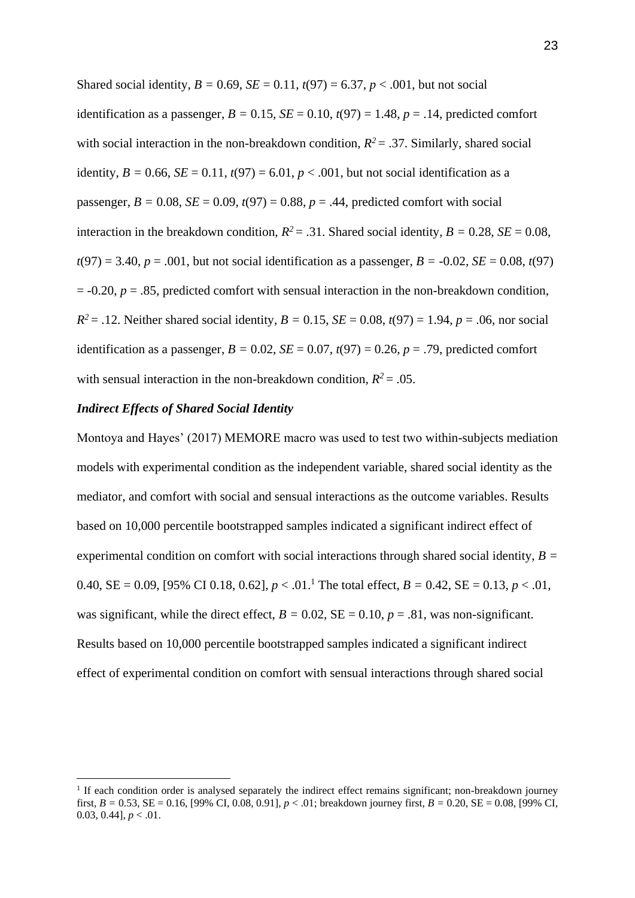Shared social identity, $B = 0.69$, $SE = 0.11$, $t(97) = 6.37$, $p < .001$, but not social identification as a passenger, $B = 0.15$, $SE = 0.10$, $t(97) = 1.48$, $p = .14$, predicted comfort with social interaction in the non-breakdown condition, $R^2 = .37$. Similarly, shared social identity, $B = 0.66$, $SE = 0.11$, $t(97) = 6.01$, $p < .001$, but not social identification as a passenger, $B = 0.08$, $SE = 0.09$, $t(97) = 0.88$, $p = .44$, predicted comfort with social interaction in the breakdown condition, $R^2 = .31$. Shared social identity, $B = 0.28$, $SE = 0.08$, $t(97) = 3.40$, $p = .001$, but not social identification as a passenger, $B = -0.02$, $SE = 0.08$, $t(97) = -0.20$, $p = .85$, predicted comfort with sensual interaction in the non-breakdown condition, $R^2 = .12$. Neither shared social identity, $B = 0.15$, $SE = 0.08$, $t(97) = 1.94$, $p = .06$, nor social identification as a passenger, $B = 0.02$, $SE = 0.07$, $t(97) = 0.26$, $p = .79$, predicted comfort with sensual interaction in the non-breakdown condition, $R^2 = .05$.

### *Indirect Effects of Shared Social Identity*

Montoya and Hayes' (2017) MEMORE macro was used to test two within-subjects mediation models with experimental condition as the independent variable, shared social identity as the mediator, and comfort with social and sensual interactions as the outcome variables. Results based on 10,000 percentile bootstrapped samples indicated a significant indirect effect of experimental condition on comfort with social interactions through shared social identity, $B = 0.40$, SE = 0.09, [95% CI 0.18, 0.62], $p < .01$.[1] The total effect, $B = 0.42$, SE = 0.13, $p < .01$, was significant, while the direct effect, $B = 0.02$, SE = 0.10, $p = .81$, was non-significant. Results based on 10,000 percentile bootstrapped samples indicated a significant indirect effect of experimental condition on comfort with sensual interactions through shared social

[1] If each condition order is analysed separately the indirect effect remains significant; non-breakdown journey first, $B = 0.53$, SE = 0.16, [99% CI, 0.08, 0.91], $p < .01$; breakdown journey first, $B = 0.20$, SE = 0.08, [99% CI, 0.03, 0.44], $p < .01$.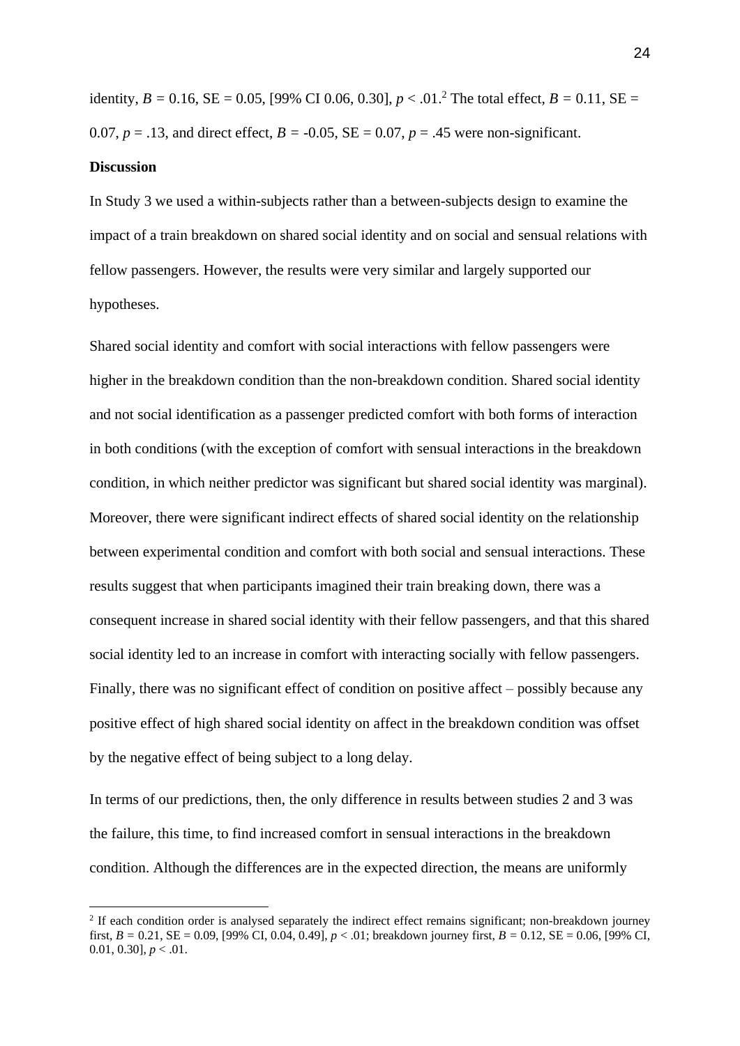identity, $B = 0.16$, SE = 0.05, [99% CI 0.06, 0.30], $p < .01$.[2] The total effect, $B = 0.11$, SE = 0.07, $p = .13$, and direct effect, $B = -0.05$, SE = 0.07, $p = .45$ were non-significant.

**Discussion**

In Study 3 we used a within-subjects rather than a between-subjects design to examine the impact of a train breakdown on shared social identity and on social and sensual relations with fellow passengers. However, the results were very similar and largely supported our hypotheses.

Shared social identity and comfort with social interactions with fellow passengers were higher in the breakdown condition than the non-breakdown condition. Shared social identity and not social identification as a passenger predicted comfort with both forms of interaction in both conditions (with the exception of comfort with sensual interactions in the breakdown condition, in which neither predictor was significant but shared social identity was marginal). Moreover, there were significant indirect effects of shared social identity on the relationship between experimental condition and comfort with both social and sensual interactions. These results suggest that when participants imagined their train breaking down, there was a consequent increase in shared social identity with their fellow passengers, and that this shared social identity led to an increase in comfort with interacting socially with fellow passengers. Finally, there was no significant effect of condition on positive affect – possibly because any positive effect of high shared social identity on affect in the breakdown condition was offset by the negative effect of being subject to a long delay.

In terms of our predictions, then, the only difference in results between studies 2 and 3 was the failure, this time, to find increased comfort in sensual interactions in the breakdown condition. Although the differences are in the expected direction, the means are uniformly

[2] If each condition order is analysed separately the indirect effect remains significant; non-breakdown journey first, $B = 0.21$, SE = 0.09, [99% CI, 0.04, 0.49], $p < .01$; breakdown journey first, $B = 0.12$, SE = 0.06, [99% CI, 0.01, 0.30], $p < .01$.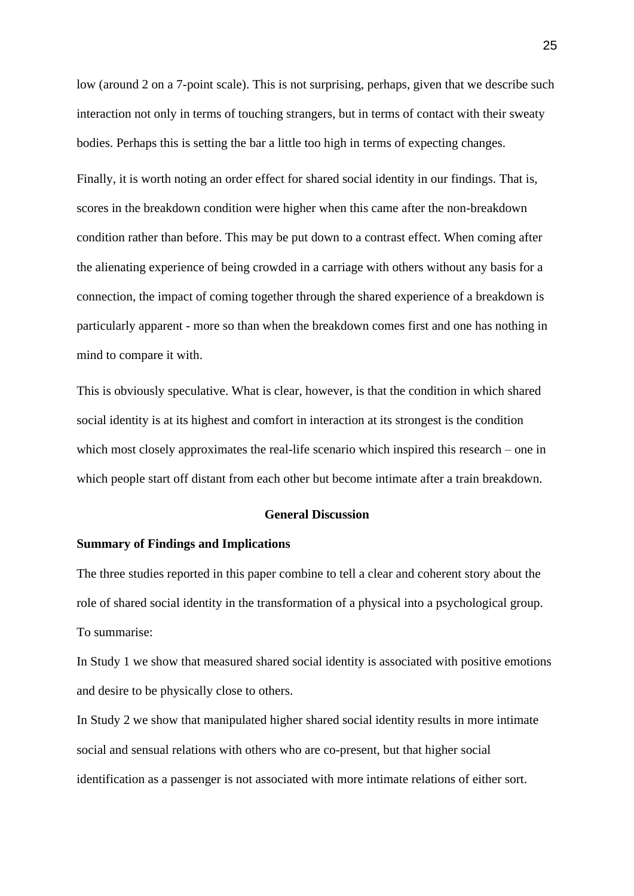low (around 2 on a 7-point scale). This is not surprising, perhaps, given that we describe such interaction not only in terms of touching strangers, but in terms of contact with their sweaty bodies. Perhaps this is setting the bar a little too high in terms of expecting changes.

Finally, it is worth noting an order effect for shared social identity in our findings. That is, scores in the breakdown condition were higher when this came after the non-breakdown condition rather than before. This may be put down to a contrast effect. When coming after the alienating experience of being crowded in a carriage with others without any basis for a connection, the impact of coming together through the shared experience of a breakdown is particularly apparent - more so than when the breakdown comes first and one has nothing in mind to compare it with.

This is obviously speculative. What is clear, however, is that the condition in which shared social identity is at its highest and comfort in interaction at its strongest is the condition which most closely approximates the real-life scenario which inspired this research – one in which people start off distant from each other but become intimate after a train breakdown.

## General Discussion

### Summary of Findings and Implications

The three studies reported in this paper combine to tell a clear and coherent story about the role of shared social identity in the transformation of a physical into a psychological group. To summarise:

In Study 1 we show that measured shared social identity is associated with positive emotions and desire to be physically close to others.

In Study 2 we show that manipulated higher shared social identity results in more intimate social and sensual relations with others who are co-present, but that higher social identification as a passenger is not associated with more intimate relations of either sort.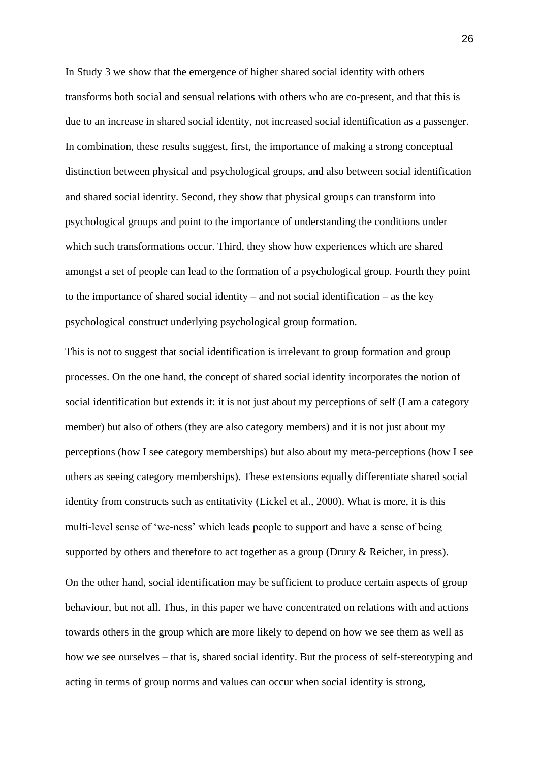In Study 3 we show that the emergence of higher shared social identity with others transforms both social and sensual relations with others who are co-present, and that this is due to an increase in shared social identity, not increased social identification as a passenger. In combination, these results suggest, first, the importance of making a strong conceptual distinction between physical and psychological groups, and also between social identification and shared social identity. Second, they show that physical groups can transform into psychological groups and point to the importance of understanding the conditions under which such transformations occur. Third, they show how experiences which are shared amongst a set of people can lead to the formation of a psychological group. Fourth they point to the importance of shared social identity – and not social identification – as the key psychological construct underlying psychological group formation.

This is not to suggest that social identification is irrelevant to group formation and group processes. On the one hand, the concept of shared social identity incorporates the notion of social identification but extends it: it is not just about my perceptions of self (I am a category member) but also of others (they are also category members) and it is not just about my perceptions (how I see category memberships) but also about my meta-perceptions (how I see others as seeing category memberships). These extensions equally differentiate shared social identity from constructs such as entitativity (Lickel et al., 2000). What is more, it is this multi-level sense of 'we-ness' which leads people to support and have a sense of being supported by others and therefore to act together as a group (Drury & Reicher, in press).

On the other hand, social identification may be sufficient to produce certain aspects of group behaviour, but not all. Thus, in this paper we have concentrated on relations with and actions towards others in the group which are more likely to depend on how we see them as well as how we see ourselves – that is, shared social identity. But the process of self-stereotyping and acting in terms of group norms and values can occur when social identity is strong,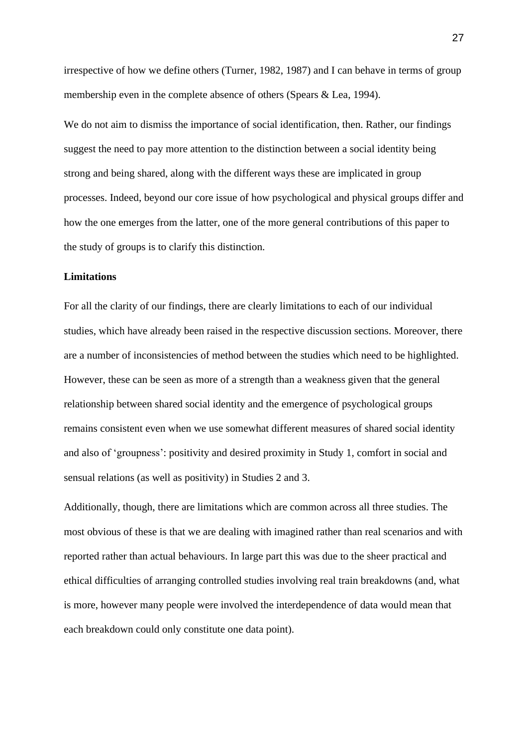irrespective of how we define others (Turner, 1982, 1987) and I can behave in terms of group membership even in the complete absence of others (Spears & Lea, 1994).

We do not aim to dismiss the importance of social identification, then. Rather, our findings suggest the need to pay more attention to the distinction between a social identity being strong and being shared, along with the different ways these are implicated in group processes. Indeed, beyond our core issue of how psychological and physical groups differ and how the one emerges from the latter, one of the more general contributions of this paper to the study of groups is to clarify this distinction.

**Limitations**

For all the clarity of our findings, there are clearly limitations to each of our individual studies, which have already been raised in the respective discussion sections. Moreover, there are a number of inconsistencies of method between the studies which need to be highlighted. However, these can be seen as more of a strength than a weakness given that the general relationship between shared social identity and the emergence of psychological groups remains consistent even when we use somewhat different measures of shared social identity and also of 'groupness': positivity and desired proximity in Study 1, comfort in social and sensual relations (as well as positivity) in Studies 2 and 3.

Additionally, though, there are limitations which are common across all three studies. The most obvious of these is that we are dealing with imagined rather than real scenarios and with reported rather than actual behaviours. In large part this was due to the sheer practical and ethical difficulties of arranging controlled studies involving real train breakdowns (and, what is more, however many people were involved the interdependence of data would mean that each breakdown could only constitute one data point).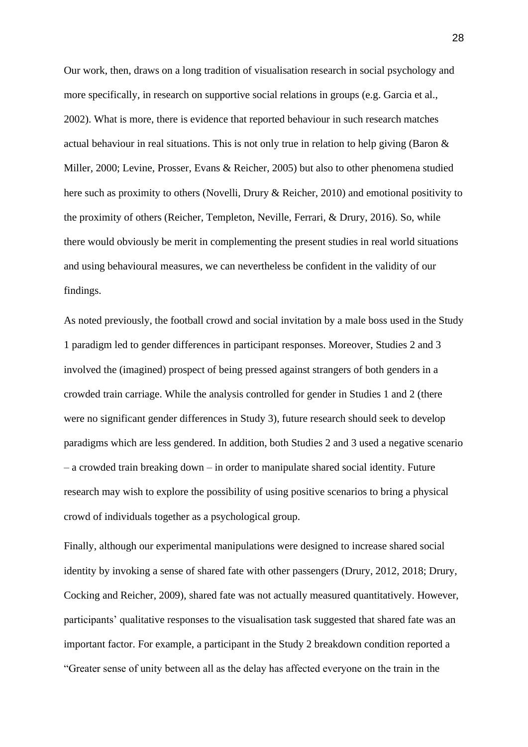Our work, then, draws on a long tradition of visualisation research in social psychology and more specifically, in research on supportive social relations in groups (e.g. Garcia et al., 2002). What is more, there is evidence that reported behaviour in such research matches actual behaviour in real situations. This is not only true in relation to help giving (Baron & Miller, 2000; Levine, Prosser, Evans & Reicher, 2005) but also to other phenomena studied here such as proximity to others (Novelli, Drury & Reicher, 2010) and emotional positivity to the proximity of others (Reicher, Templeton, Neville, Ferrari, & Drury, 2016). So, while there would obviously be merit in complementing the present studies in real world situations and using behavioural measures, we can nevertheless be confident in the validity of our findings.

As noted previously, the football crowd and social invitation by a male boss used in the Study 1 paradigm led to gender differences in participant responses. Moreover, Studies 2 and 3 involved the (imagined) prospect of being pressed against strangers of both genders in a crowded train carriage. While the analysis controlled for gender in Studies 1 and 2 (there were no significant gender differences in Study 3), future research should seek to develop paradigms which are less gendered. In addition, both Studies 2 and 3 used a negative scenario – a crowded train breaking down – in order to manipulate shared social identity. Future research may wish to explore the possibility of using positive scenarios to bring a physical crowd of individuals together as a psychological group.

Finally, although our experimental manipulations were designed to increase shared social identity by invoking a sense of shared fate with other passengers (Drury, 2012, 2018; Drury, Cocking and Reicher, 2009), shared fate was not actually measured quantitatively. However, participants' qualitative responses to the visualisation task suggested that shared fate was an important factor. For example, a participant in the Study 2 breakdown condition reported a "Greater sense of unity between all as the delay has affected everyone on the train in the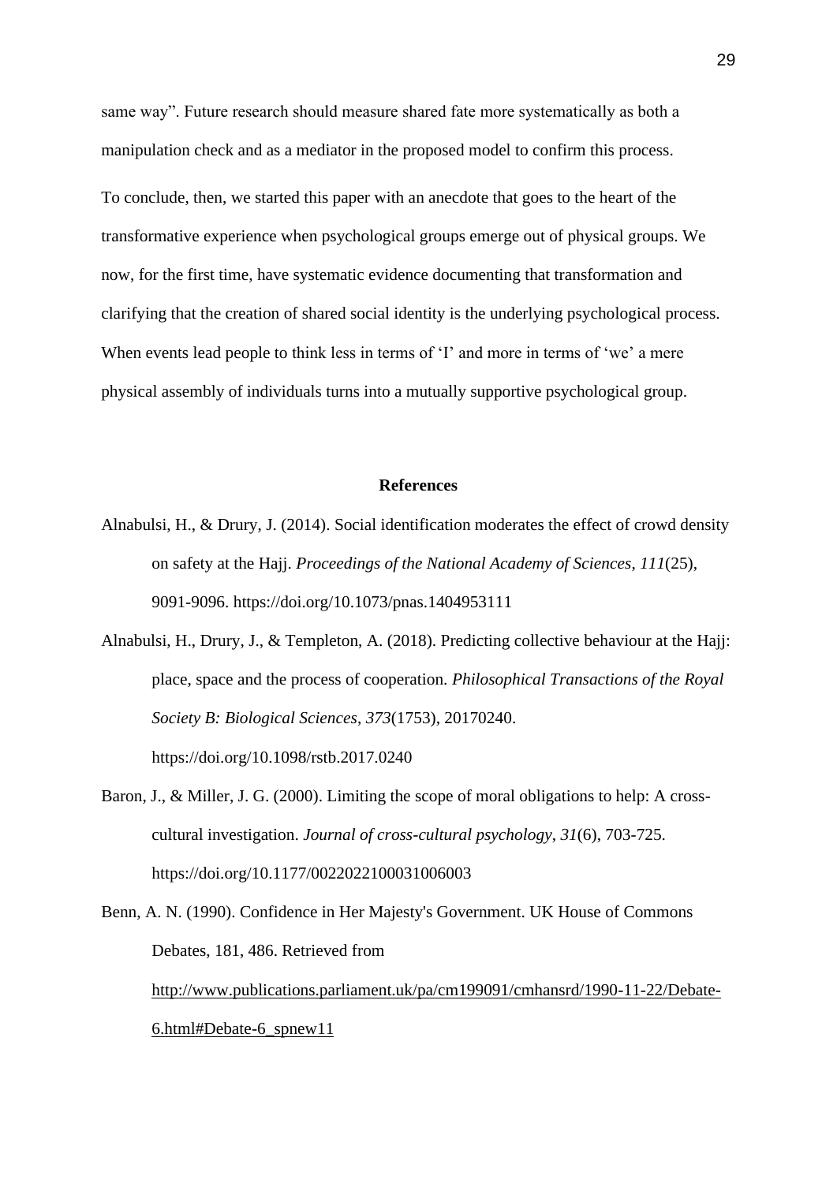same way". Future research should measure shared fate more systematically as both a manipulation check and as a mediator in the proposed model to confirm this process.

To conclude, then, we started this paper with an anecdote that goes to the heart of the transformative experience when psychological groups emerge out of physical groups. We now, for the first time, have systematic evidence documenting that transformation and clarifying that the creation of shared social identity is the underlying psychological process. When events lead people to think less in terms of 'I' and more in terms of 'we' a mere physical assembly of individuals turns into a mutually supportive psychological group.

## References

Alnabulsi, H., & Drury, J. (2014). Social identification moderates the effect of crowd density on safety at the Hajj. *Proceedings of the National Academy of Sciences*, *111*(25), 9091-9096. https://doi.org/10.1073/pnas.1404953111

Alnabulsi, H., Drury, J., & Templeton, A. (2018). Predicting collective behaviour at the Hajj: place, space and the process of cooperation. *Philosophical Transactions of the Royal Society B: Biological Sciences*, *373*(1753), 20170240. https://doi.org/10.1098/rstb.2017.0240

Baron, J., & Miller, J. G. (2000). Limiting the scope of moral obligations to help: A cross-cultural investigation. *Journal of cross-cultural psychology*, *31*(6), 703-725. https://doi.org/10.1177/0022022100031006003

Benn, A. N. (1990). Confidence in Her Majesty's Government. UK House of Commons Debates, 181, 486. Retrieved from http://www.publications.parliament.uk/pa/cm199091/cmhansrd/1990-11-22/Debate-6.html#Debate-6_spnew11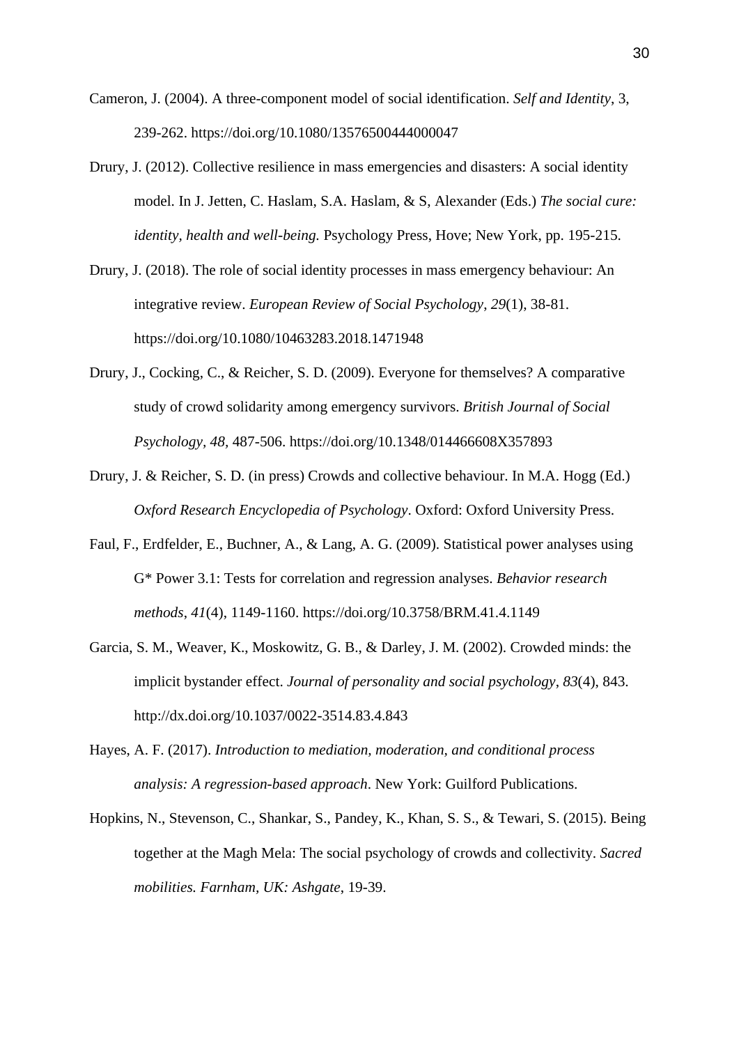Cameron, J. (2004). A three-component model of social identification. *Self and Identity*, 3, 239-262. https://doi.org/10.1080/13576500444000047

Drury, J. (2012). Collective resilience in mass emergencies and disasters: A social identity model. In J. Jetten, C. Haslam, S.A. Haslam, & S, Alexander (Eds.) *The social cure: identity, health and well-being.* Psychology Press, Hove; New York, pp. 195-215.

Drury, J. (2018). The role of social identity processes in mass emergency behaviour: An integrative review. *European Review of Social Psychology*, *29*(1), 38-81. https://doi.org/10.1080/10463283.2018.1471948

Drury, J., Cocking, C., & Reicher, S. D. (2009). Everyone for themselves? A comparative study of crowd solidarity among emergency survivors. *British Journal of Social Psychology, 48*, 487-506. https://doi.org/10.1348/014466608X357893

Drury, J. & Reicher, S. D. (in press) Crowds and collective behaviour. In M.A. Hogg (Ed.) *Oxford Research Encyclopedia of Psychology*. Oxford: Oxford University Press.

Faul, F., Erdfelder, E., Buchner, A., & Lang, A. G. (2009). Statistical power analyses using G* Power 3.1: Tests for correlation and regression analyses. *Behavior research methods*, *41*(4), 1149-1160. https://doi.org/10.3758/BRM.41.4.1149

Garcia, S. M., Weaver, K., Moskowitz, G. B., & Darley, J. M. (2002). Crowded minds: the implicit bystander effect. *Journal of personality and social psychology*, *83*(4), 843. http://dx.doi.org/10.1037/0022-3514.83.4.843

Hayes, A. F. (2017). *Introduction to mediation, moderation, and conditional process analysis: A regression-based approach*. New York: Guilford Publications.

Hopkins, N., Stevenson, C., Shankar, S., Pandey, K., Khan, S. S., & Tewari, S. (2015). Being together at the Magh Mela: The social psychology of crowds and collectivity. *Sacred mobilities. Farnham, UK: Ashgate*, 19-39.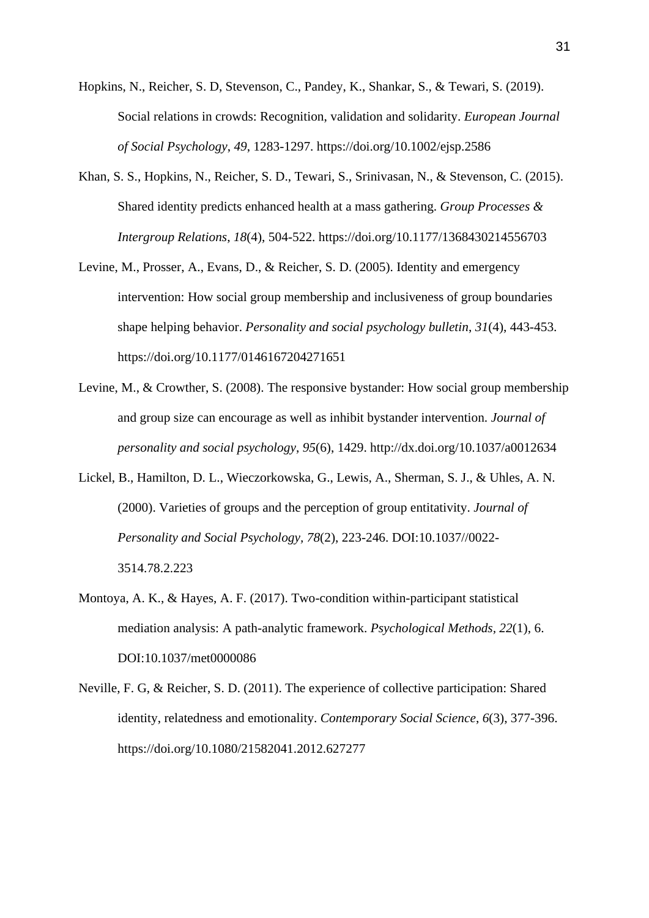Hopkins, N., Reicher, S. D, Stevenson, C., Pandey, K., Shankar, S., & Tewari, S. (2019). Social relations in crowds: Recognition, validation and solidarity. *European Journal of Social Psychology*, *49*, 1283-1297. https://doi.org/10.1002/ejsp.2586

Khan, S. S., Hopkins, N., Reicher, S. D., Tewari, S., Srinivasan, N., & Stevenson, C. (2015). Shared identity predicts enhanced health at a mass gathering. *Group Processes & Intergroup Relations*, *18*(4), 504-522. https://doi.org/10.1177/1368430214556703

Levine, M., Prosser, A., Evans, D., & Reicher, S. D. (2005). Identity and emergency intervention: How social group membership and inclusiveness of group boundaries shape helping behavior. *Personality and social psychology bulletin*, *31*(4), 443-453. https://doi.org/10.1177/0146167204271651

Levine, M., & Crowther, S. (2008). The responsive bystander: How social group membership and group size can encourage as well as inhibit bystander intervention. *Journal of personality and social psychology*, *95*(6), 1429. http://dx.doi.org/10.1037/a0012634

Lickel, B., Hamilton, D. L., Wieczorkowska, G., Lewis, A., Sherman, S. J., & Uhles, A. N. (2000). Varieties of groups and the perception of group entitativity. *Journal of Personality and Social Psychology, 78*(2), 223-246. DOI:10.1037//0022-3514.78.2.223

Montoya, A. K., & Hayes, A. F. (2017). Two-condition within-participant statistical mediation analysis: A path-analytic framework. *Psychological Methods, 22*(1), 6. DOI:10.1037/met0000086

Neville, F. G, & Reicher, S. D. (2011). The experience of collective participation: Shared identity, relatedness and emotionality. *Contemporary Social Science*, *6*(3), 377-396. https://doi.org/10.1080/21582041.2012.627277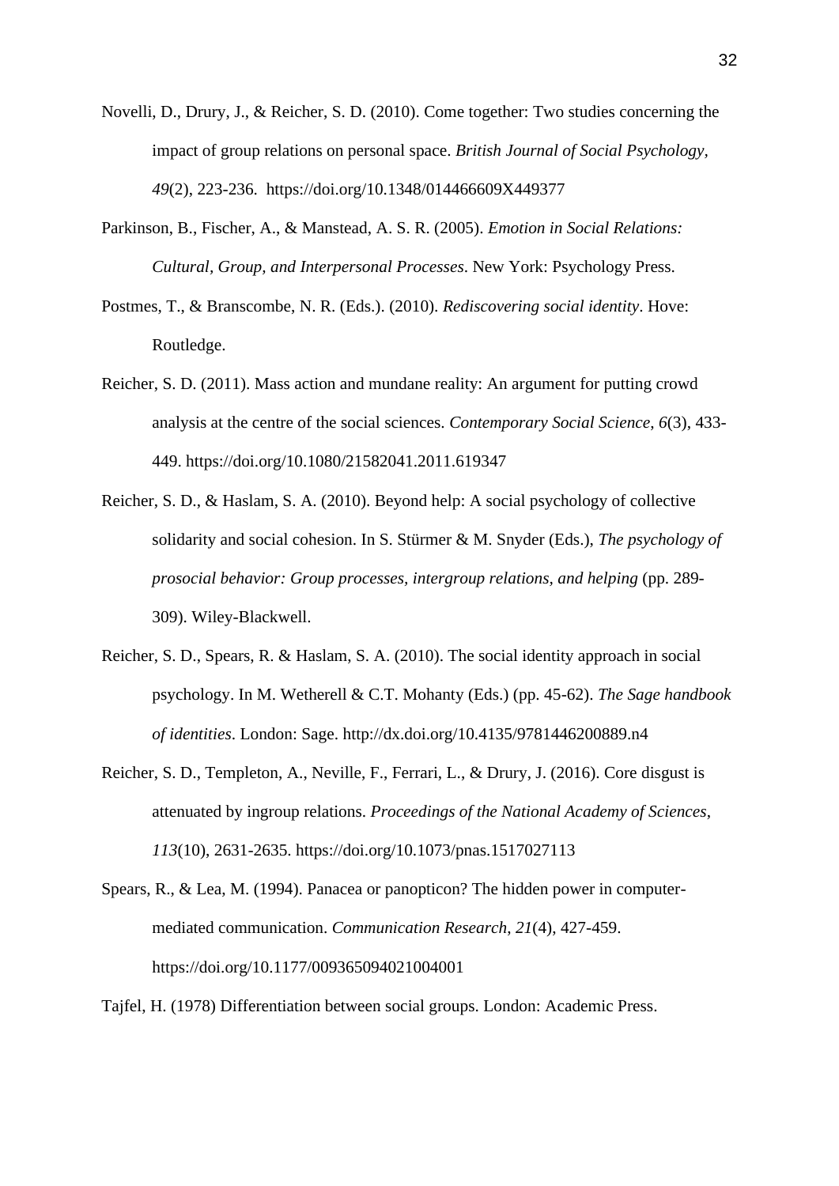Novelli, D., Drury, J., & Reicher, S. D. (2010). Come together: Two studies concerning the impact of group relations on personal space. *British Journal of Social Psychology*, *49*(2), 223-236. https://doi.org/10.1348/014466609X449377

Parkinson, B., Fischer, A., & Manstead, A. S. R. (2005). *Emotion in Social Relations: Cultural, Group, and Interpersonal Processes*. New York: Psychology Press.

Postmes, T., & Branscombe, N. R. (Eds.). (2010). *Rediscovering social identity*. Hove: Routledge.

Reicher, S. D. (2011). Mass action and mundane reality: An argument for putting crowd analysis at the centre of the social sciences. *Contemporary Social Science*, *6*(3), 433-449. https://doi.org/10.1080/21582041.2011.619347

Reicher, S. D., & Haslam, S. A. (2010). Beyond help: A social psychology of collective solidarity and social cohesion. In S. Stürmer & M. Snyder (Eds.), *The psychology of prosocial behavior: Group processes, intergroup relations, and helping* (pp. 289-309). Wiley-Blackwell.

Reicher, S. D., Spears, R. & Haslam, S. A. (2010). The social identity approach in social psychology. In M. Wetherell & C.T. Mohanty (Eds.) (pp. 45-62). *The Sage handbook of identities*. London: Sage. http://dx.doi.org/10.4135/9781446200889.n4

Reicher, S. D., Templeton, A., Neville, F., Ferrari, L., & Drury, J. (2016). Core disgust is attenuated by ingroup relations. *Proceedings of the National Academy of Sciences*, *113*(10), 2631-2635. https://doi.org/10.1073/pnas.1517027113

Spears, R., & Lea, M. (1994). Panacea or panopticon? The hidden power in computer-mediated communication. *Communication Research*, *21*(4), 427-459. https://doi.org/10.1177/009365094021004001

Tajfel, H. (1978) Differentiation between social groups. London: Academic Press.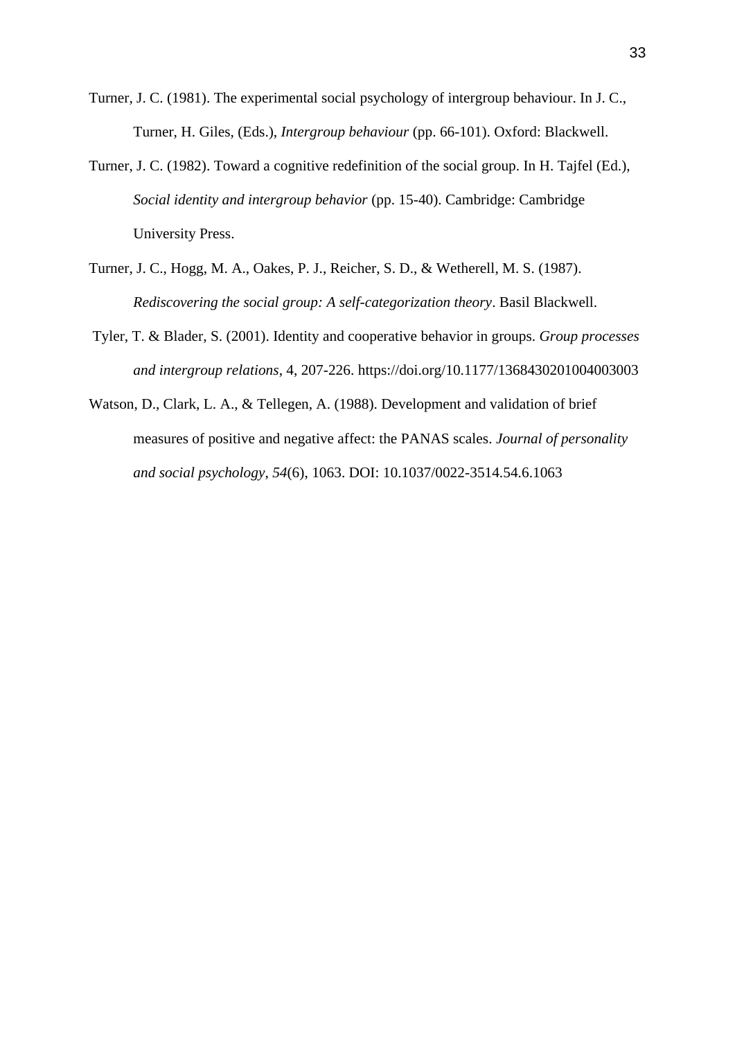Turner, J. C. (1981). The experimental social psychology of intergroup behaviour. In J. C., Turner, H. Giles, (Eds.), *Intergroup behaviour* (pp. 66-101). Oxford: Blackwell.

Turner, J. C. (1982). Toward a cognitive redefinition of the social group. In H. Tajfel (Ed.), *Social identity and intergroup behavior* (pp. 15-40). Cambridge: Cambridge University Press.

Turner, J. C., Hogg, M. A., Oakes, P. J., Reicher, S. D., & Wetherell, M. S. (1987). *Rediscovering the social group: A self-categorization theory*. Basil Blackwell.

Tyler, T. & Blader, S. (2001). Identity and cooperative behavior in groups. *Group processes and intergroup relations*, 4, 207-226. https://doi.org/10.1177/1368430201004003003

Watson, D., Clark, L. A., & Tellegen, A. (1988). Development and validation of brief measures of positive and negative affect: the PANAS scales. *Journal of personality and social psychology*, *54*(6), 1063. DOI: 10.1037/0022-3514.54.6.1063